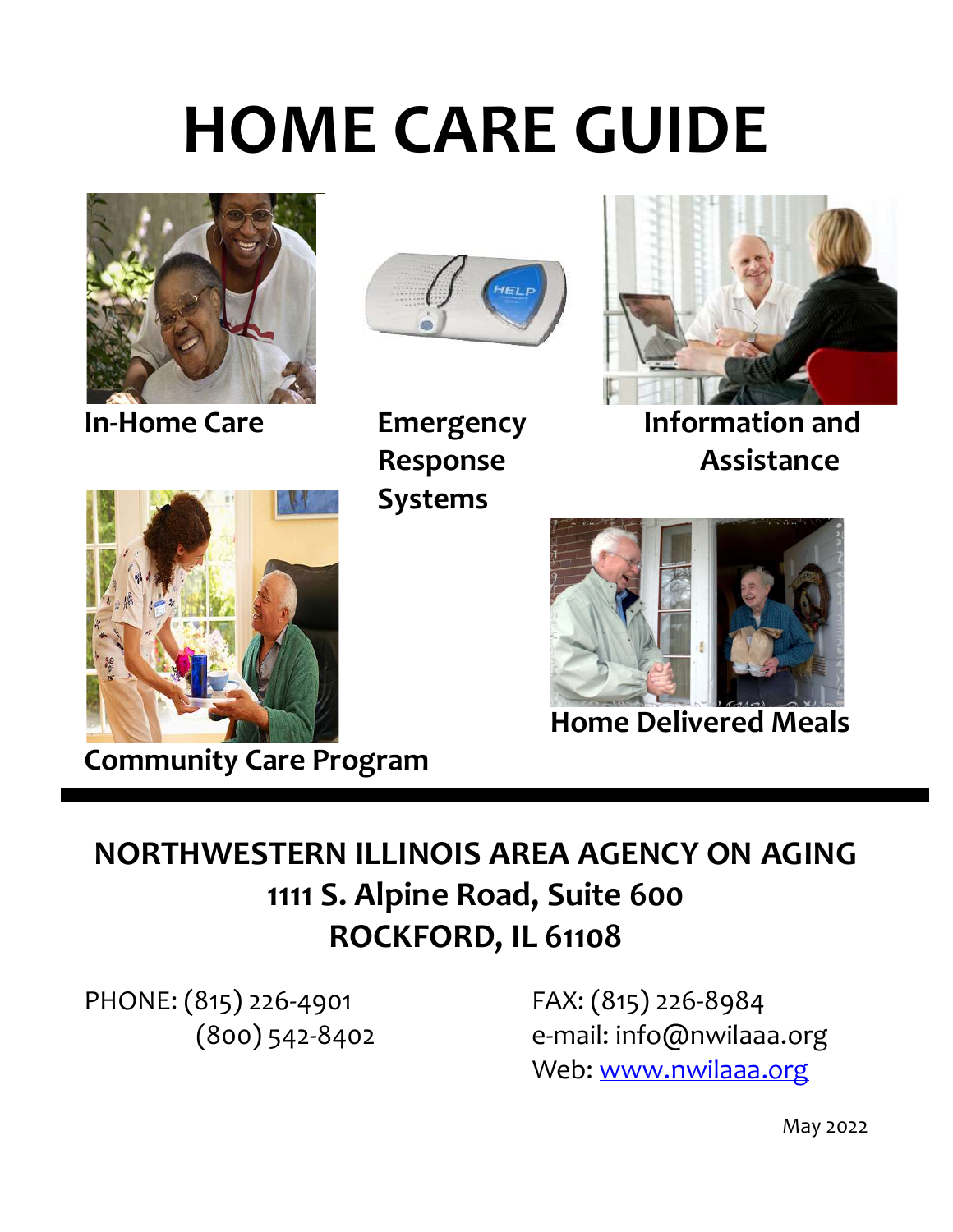# HOME CARE GUIDE

**In-Home Care**

**Emergency Response Systems**

**Information and Assistance**

**Community Care Program**

**Home Delivered Meals**

---

## NORTHWESTERN ILLINOIS AREA AGENCY ON AGING
## 1111 S. Alpine Road, Suite 600
## ROCKFORD, IL 61108

PHONE: (815) 226-4901
(800) 542-8402

FAX: (815) 226-8984
e-mail: info@nwilaaa.org
Web: [www.nwilaaa.org](http://www.nwilaaa.org)

May 2022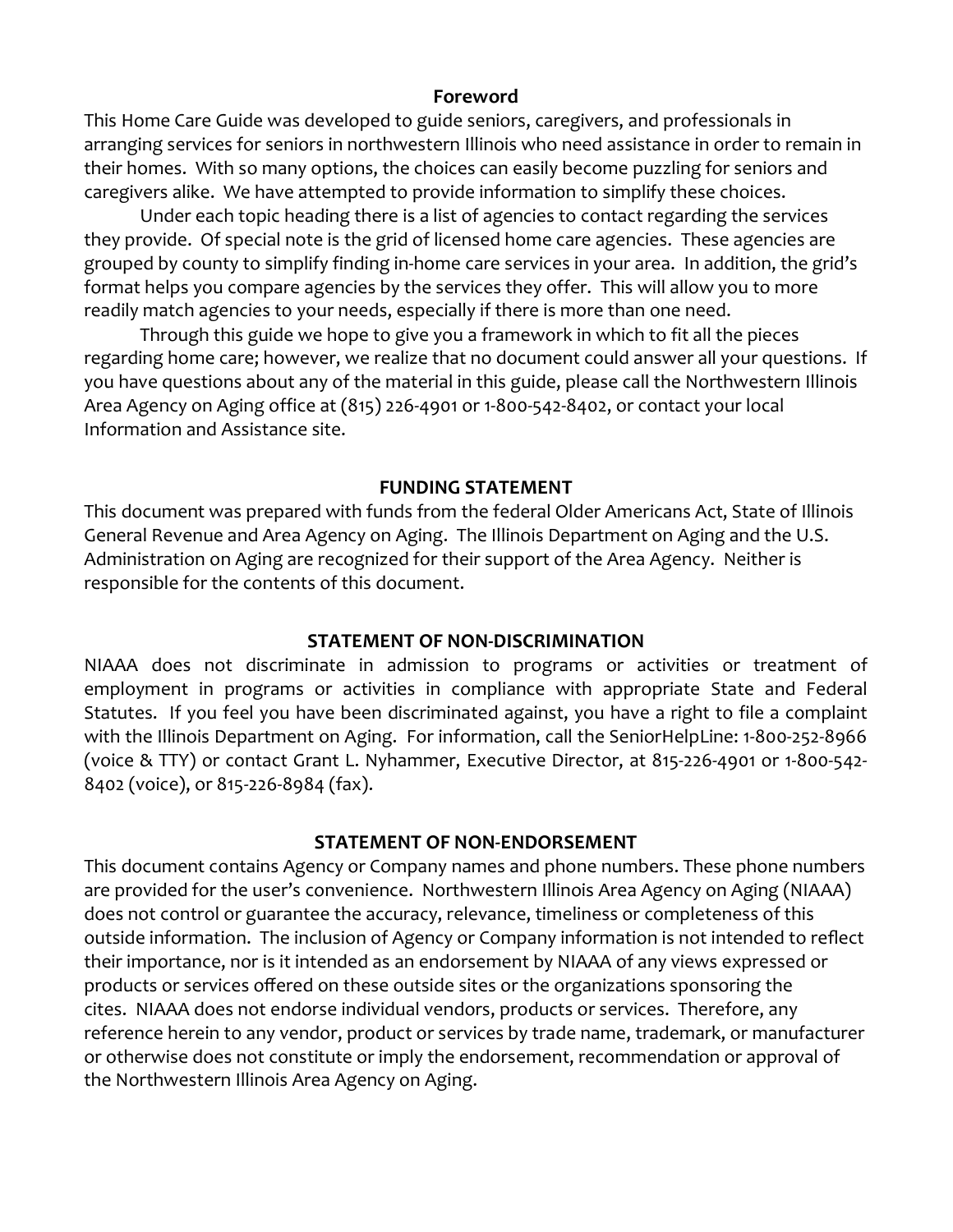## Foreword

This Home Care Guide was developed to guide seniors, caregivers, and professionals in arranging services for seniors in northwestern Illinois who need assistance in order to remain in their homes. With so many options, the choices can easily become puzzling for seniors and caregivers alike. We have attempted to provide information to simplify these choices.

Under each topic heading there is a list of agencies to contact regarding the services they provide. Of special note is the grid of licensed home care agencies. These agencies are grouped by county to simplify finding in-home care services in your area. In addition, the grid's format helps you compare agencies by the services they offer. This will allow you to more readily match agencies to your needs, especially if there is more than one need.

Through this guide we hope to give you a framework in which to fit all the pieces regarding home care; however, we realize that no document could answer all your questions. If you have questions about any of the material in this guide, please call the Northwestern Illinois Area Agency on Aging office at (815) 226-4901 or 1-800-542-8402, or contact your local Information and Assistance site.

## FUNDING STATEMENT

This document was prepared with funds from the federal Older Americans Act, State of Illinois General Revenue and Area Agency on Aging. The Illinois Department on Aging and the U.S. Administration on Aging are recognized for their support of the Area Agency. Neither is responsible for the contents of this document.

## STATEMENT OF NON-DISCRIMINATION

NIAAA does not discriminate in admission to programs or activities or treatment of employment in programs or activities in compliance with appropriate State and Federal Statutes. If you feel you have been discriminated against, you have a right to file a complaint with the Illinois Department on Aging. For information, call the SeniorHelpLine: 1-800-252-8966 (voice & TTY) or contact Grant L. Nyhammer, Executive Director, at 815-226-4901 or 1-800-542-8402 (voice), or 815-226-8984 (fax).

## STATEMENT OF NON-ENDORSEMENT

This document contains Agency or Company names and phone numbers. These phone numbers are provided for the user's convenience. Northwestern Illinois Area Agency on Aging (NIAAA) does not control or guarantee the accuracy, relevance, timeliness or completeness of this outside information. The inclusion of Agency or Company information is not intended to reflect their importance, nor is it intended as an endorsement by NIAAA of any views expressed or products or services offered on these outside sites or the organizations sponsoring the cites. NIAAA does not endorse individual vendors, products or services. Therefore, any reference herein to any vendor, product or services by trade name, trademark, or manufacturer or otherwise does not constitute or imply the endorsement, recommendation or approval of the Northwestern Illinois Area Agency on Aging.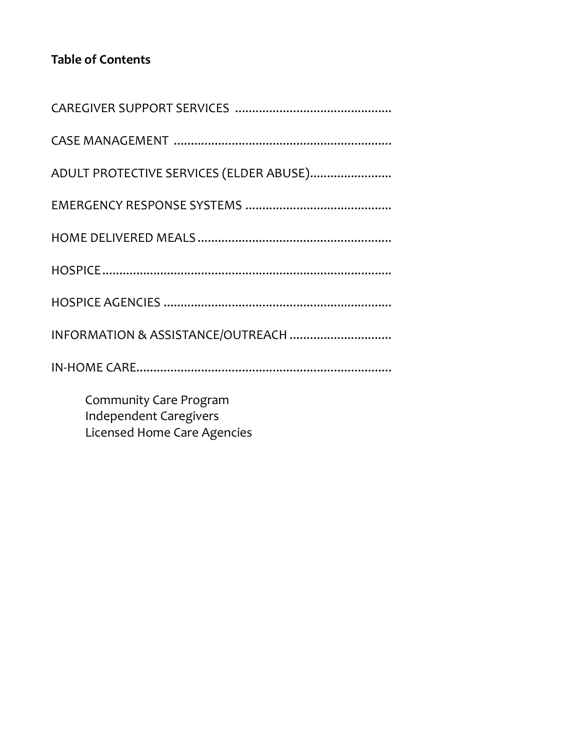**Table of Contents**

CAREGIVER SUPPORT SERVICES ..............................................

CASE MANAGEMENT ...............................................................

ADULT PROTECTIVE SERVICES (ELDER ABUSE)........................

EMERGENCY RESPONSE SYSTEMS ...........................................

HOME DELIVERED MEALS........................................................

HOSPICE....................................................................................

HOSPICE AGENCIES ..................................................................

INFORMATION & ASSISTANCE/OUTREACH ..............................

IN-HOME CARE..........................................................................

- Community Care Program
- Independent Caregivers
- Licensed Home Care Agencies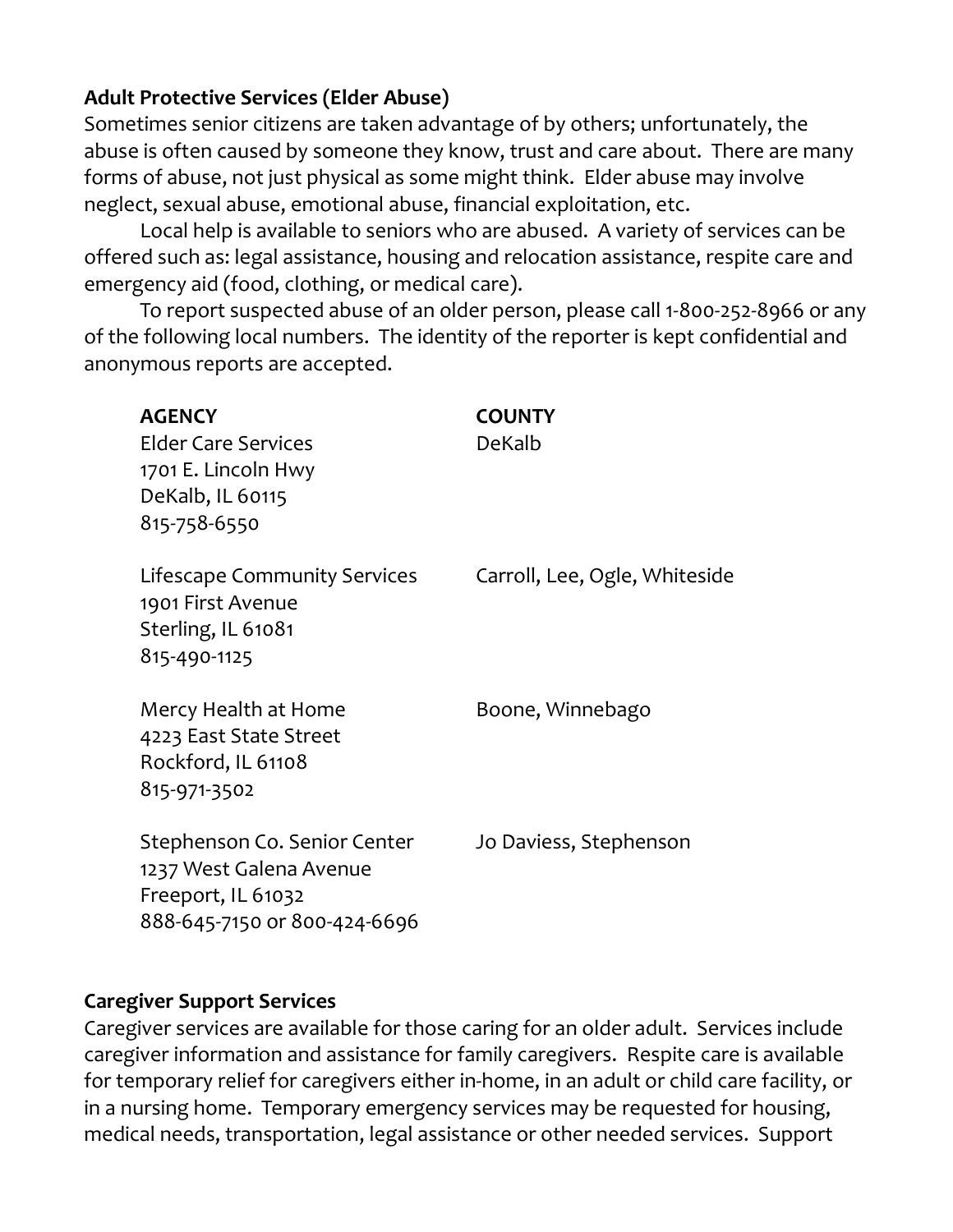**Adult Protective Services (Elder Abuse)**

Sometimes senior citizens are taken advantage of by others; unfortunately, the abuse is often caused by someone they know, trust and care about. There are many forms of abuse, not just physical as some might think. Elder abuse may involve neglect, sexual abuse, emotional abuse, financial exploitation, etc.

Local help is available to seniors who are abused. A variety of services can be offered such as: legal assistance, housing and relocation assistance, respite care and emergency aid (food, clothing, or medical care).

To report suspected abuse of an older person, please call 1-800-252-8966 or any of the following local numbers. The identity of the reporter is kept confidential and anonymous reports are accepted.

| AGENCY | COUNTY |
| --- | --- |
| Elder Care Services<br>1701 E. Lincoln Hwy<br>DeKalb, IL 60115<br>815-758-6550 | DeKalb |
| Lifescape Community Services<br>1901 First Avenue<br>Sterling, IL 61081<br>815-490-1125 | Carroll, Lee, Ogle, Whiteside |
| Mercy Health at Home<br>4223 East State Street<br>Rockford, IL 61108<br>815-971-3502 | Boone, Winnebago |
| Stephenson Co. Senior Center<br>1237 West Galena Avenue<br>Freeport, IL 61032<br>888-645-7150 or 800-424-6696 | Jo Daviess, Stephenson |

**Caregiver Support Services**

Caregiver services are available for those caring for an older adult. Services include caregiver information and assistance for family caregivers. Respite care is available for temporary relief for caregivers either in-home, in an adult or child care facility, or in a nursing home. Temporary emergency services may be requested for housing, medical needs, transportation, legal assistance or other needed services. Support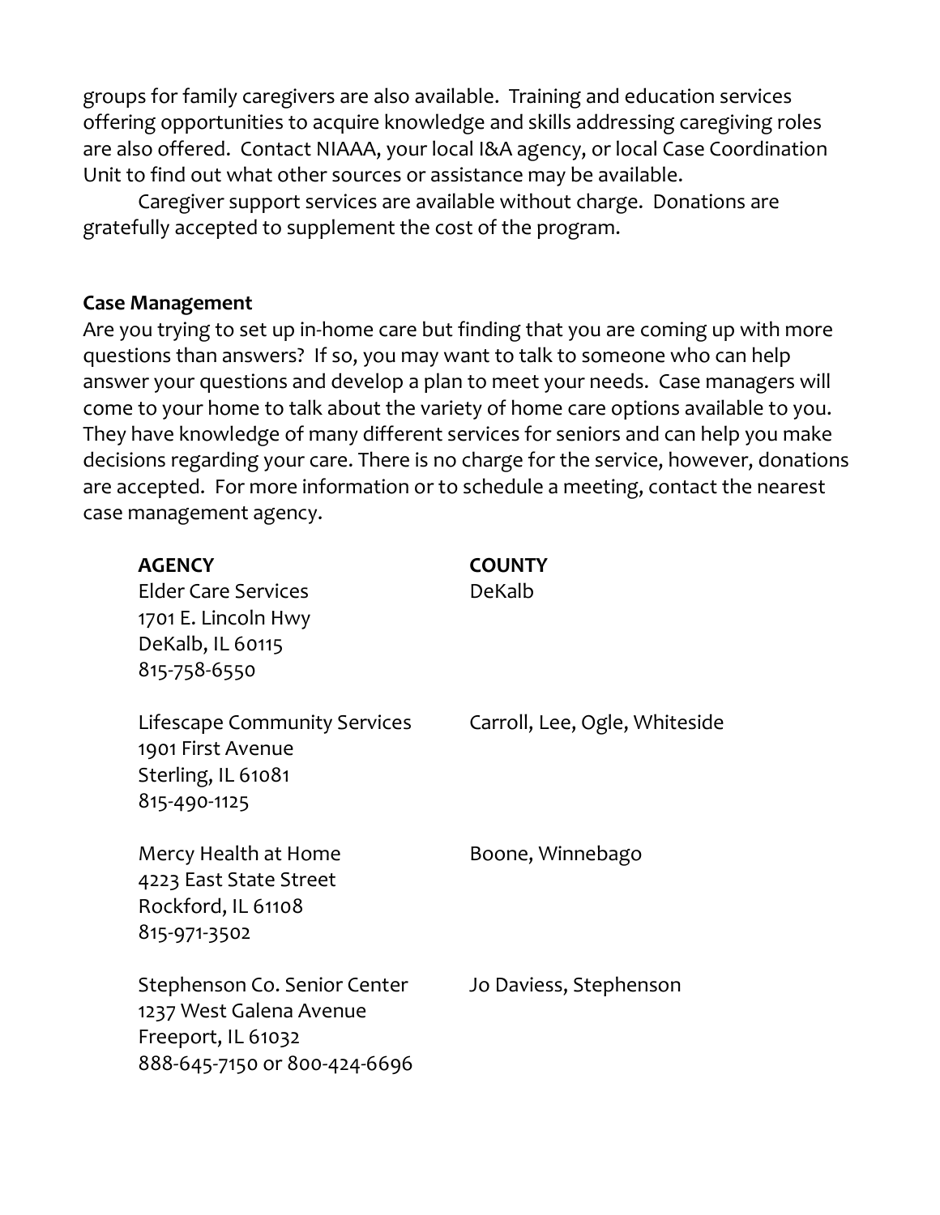groups for family caregivers are also available. Training and education services offering opportunities to acquire knowledge and skills addressing caregiving roles are also offered. Contact NIAAA, your local I&A agency, or local Case Coordination Unit to find out what other sources or assistance may be available.

Caregiver support services are available without charge. Donations are gratefully accepted to supplement the cost of the program.

**Case Management**

Are you trying to set up in-home care but finding that you are coming up with more questions than answers? If so, you may want to talk to someone who can help answer your questions and develop a plan to meet your needs. Case managers will come to your home to talk about the variety of home care options available to you. They have knowledge of many different services for seniors and can help you make decisions regarding your care. There is no charge for the service, however, donations are accepted. For more information or to schedule a meeting, contact the nearest case management agency.

| **AGENCY** | **COUNTY** |
|---|---|
| Elder Care Services<br>1701 E. Lincoln Hwy<br>DeKalb, IL 60115<br>815-758-6550 | DeKalb |
| Lifescape Community Services<br>1901 First Avenue<br>Sterling, IL 61081<br>815-490-1125 | Carroll, Lee, Ogle, Whiteside |
| Mercy Health at Home<br>4223 East State Street<br>Rockford, IL 61108<br>815-971-3502 | Boone, Winnebago |
| Stephenson Co. Senior Center<br>1237 West Galena Avenue<br>Freeport, IL 61032<br>888-645-7150 or 800-424-6696 | Jo Daviess, Stephenson |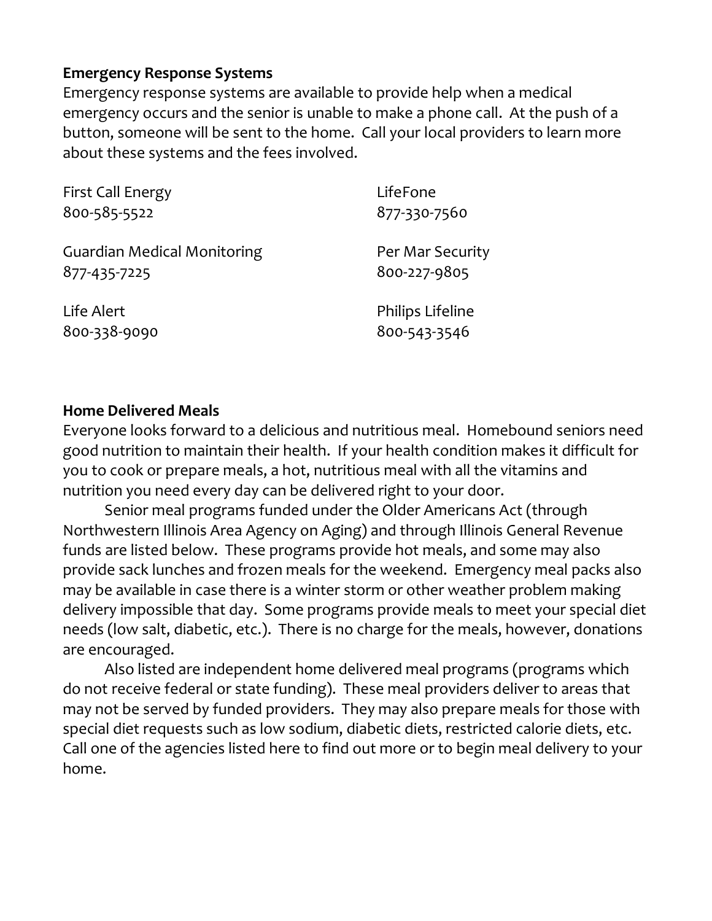**Emergency Response Systems**

Emergency response systems are available to provide help when a medical emergency occurs and the senior is unable to make a phone call. At the push of a button, someone will be sent to the home. Call your local providers to learn more about these systems and the fees involved.

First Call Energy
800-585-5522

Guardian Medical Monitoring
877-435-7225

Life Alert
800-338-9090

LifeFone
877-330-7560

Per Mar Security
800-227-9805

Philips Lifeline
800-543-3546

**Home Delivered Meals**

Everyone looks forward to a delicious and nutritious meal. Homebound seniors need good nutrition to maintain their health. If your health condition makes it difficult for you to cook or prepare meals, a hot, nutritious meal with all the vitamins and nutrition you need every day can be delivered right to your door.

Senior meal programs funded under the Older Americans Act (through Northwestern Illinois Area Agency on Aging) and through Illinois General Revenue funds are listed below. These programs provide hot meals, and some may also provide sack lunches and frozen meals for the weekend. Emergency meal packs also may be available in case there is a winter storm or other weather problem making delivery impossible that day. Some programs provide meals to meet your special diet needs (low salt, diabetic, etc.). There is no charge for the meals, however, donations are encouraged.

Also listed are independent home delivered meal programs (programs which do not receive federal or state funding). These meal providers deliver to areas that may not be served by funded providers. They may also prepare meals for those with special diet requests such as low sodium, diabetic diets, restricted calorie diets, etc. Call one of the agencies listed here to find out more or to begin meal delivery to your home.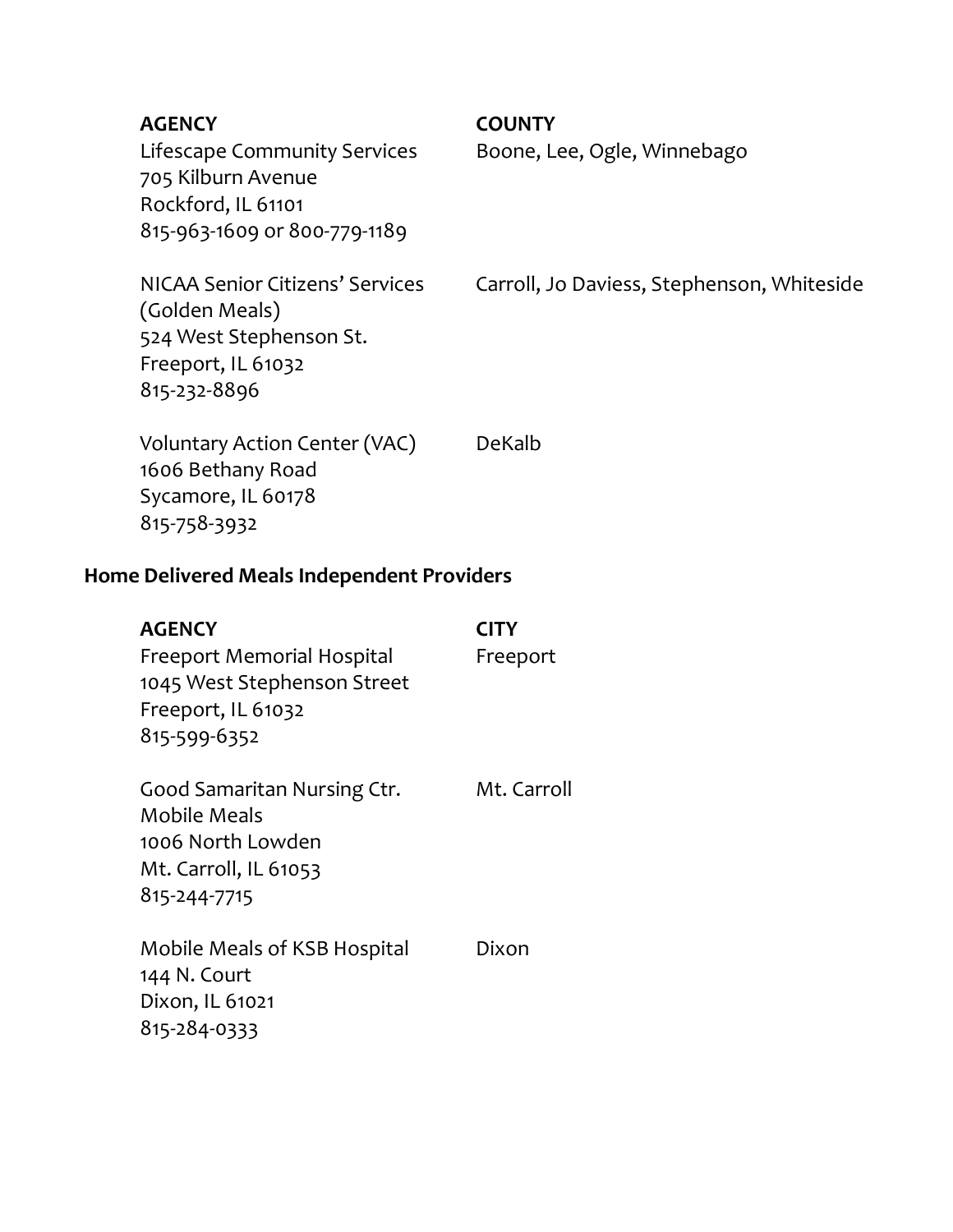| AGENCY | COUNTY |
|---|---|
| Lifescape Community Services<br>705 Kilburn Avenue<br>Rockford, IL 61101<br>815-963-1609 or 800-779-1189 | Boone, Lee, Ogle, Winnebago |
| NICAA Senior Citizens' Services (Golden Meals)<br>524 West Stephenson St.<br>Freeport, IL 61032<br>815-232-8896 | Carroll, Jo Daviess, Stephenson, Whiteside |
| Voluntary Action Center (VAC)<br>1606 Bethany Road<br>Sycamore, IL 60178<br>815-758-3932 | DeKalb |

**Home Delivered Meals Independent Providers**

| AGENCY | CITY |
|---|---|
| Freeport Memorial Hospital<br>1045 West Stephenson Street<br>Freeport, IL 61032<br>815-599-6352 | Freeport |
| Good Samaritan Nursing Ctr.<br>Mobile Meals<br>1006 North Lowden<br>Mt. Carroll, IL 61053<br>815-244-7715 | Mt. Carroll |
| Mobile Meals of KSB Hospital<br>144 N. Court<br>Dixon, IL 61021<br>815-284-0333 | Dixon |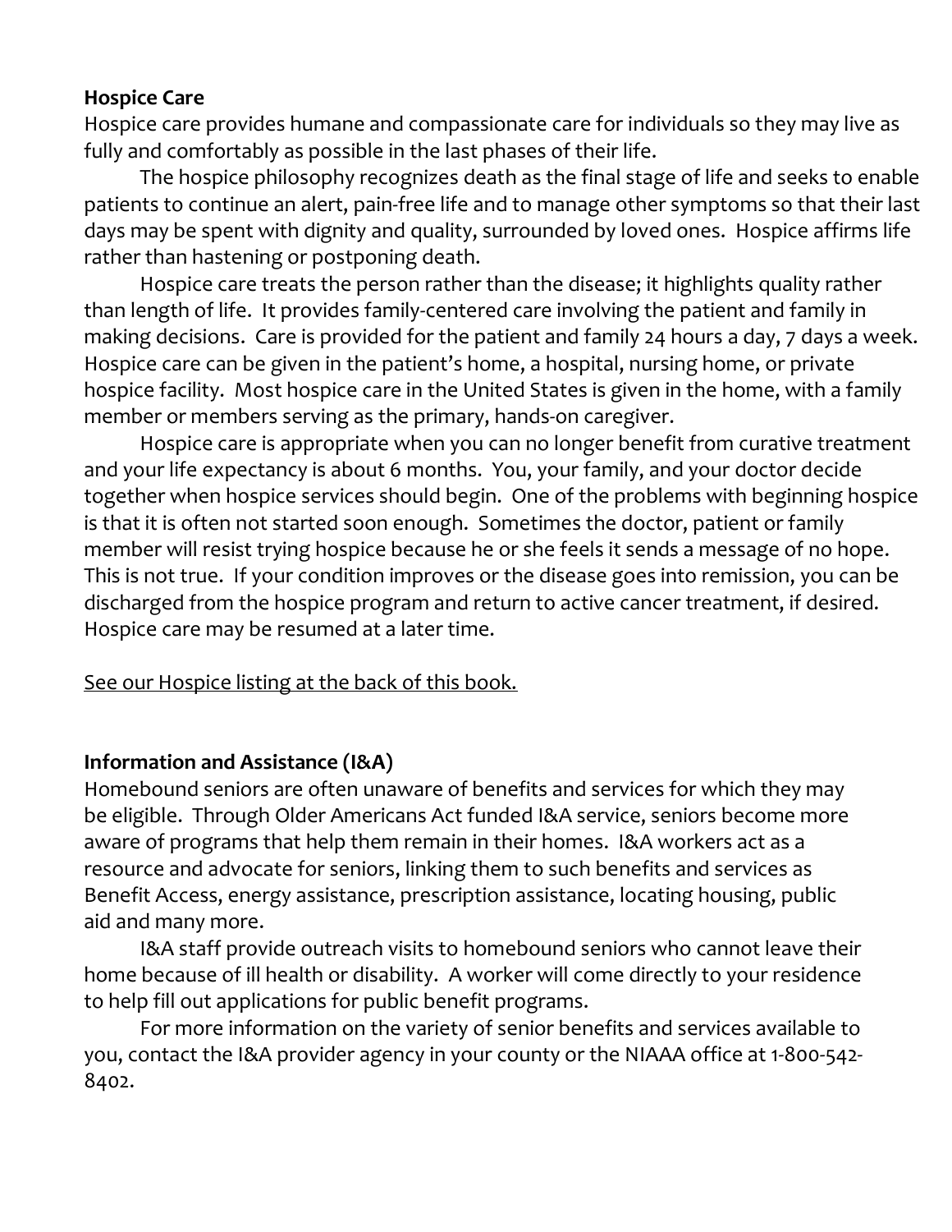**Hospice Care**

Hospice care provides humane and compassionate care for individuals so they may live as fully and comfortably as possible in the last phases of their life.

The hospice philosophy recognizes death as the final stage of life and seeks to enable patients to continue an alert, pain-free life and to manage other symptoms so that their last days may be spent with dignity and quality, surrounded by loved ones. Hospice affirms life rather than hastening or postponing death.

Hospice care treats the person rather than the disease; it highlights quality rather than length of life. It provides family-centered care involving the patient and family in making decisions. Care is provided for the patient and family 24 hours a day, 7 days a week. Hospice care can be given in the patient's home, a hospital, nursing home, or private hospice facility. Most hospice care in the United States is given in the home, with a family member or members serving as the primary, hands-on caregiver.

Hospice care is appropriate when you can no longer benefit from curative treatment and your life expectancy is about 6 months. You, your family, and your doctor decide together when hospice services should begin. One of the problems with beginning hospice is that it is often not started soon enough. Sometimes the doctor, patient or family member will resist trying hospice because he or she feels it sends a message of no hope. This is not true. If your condition improves or the disease goes into remission, you can be discharged from the hospice program and return to active cancer treatment, if desired. Hospice care may be resumed at a later time.

See our Hospice listing at the back of this book.

**Information and Assistance (I&A)**

Homebound seniors are often unaware of benefits and services for which they may be eligible. Through Older Americans Act funded I&A service, seniors become more aware of programs that help them remain in their homes. I&A workers act as a resource and advocate for seniors, linking them to such benefits and services as Benefit Access, energy assistance, prescription assistance, locating housing, public aid and many more.

I&A staff provide outreach visits to homebound seniors who cannot leave their home because of ill health or disability. A worker will come directly to your residence to help fill out applications for public benefit programs.

For more information on the variety of senior benefits and services available to you, contact the I&A provider agency in your county or the NIAAA office at 1-800-542-8402.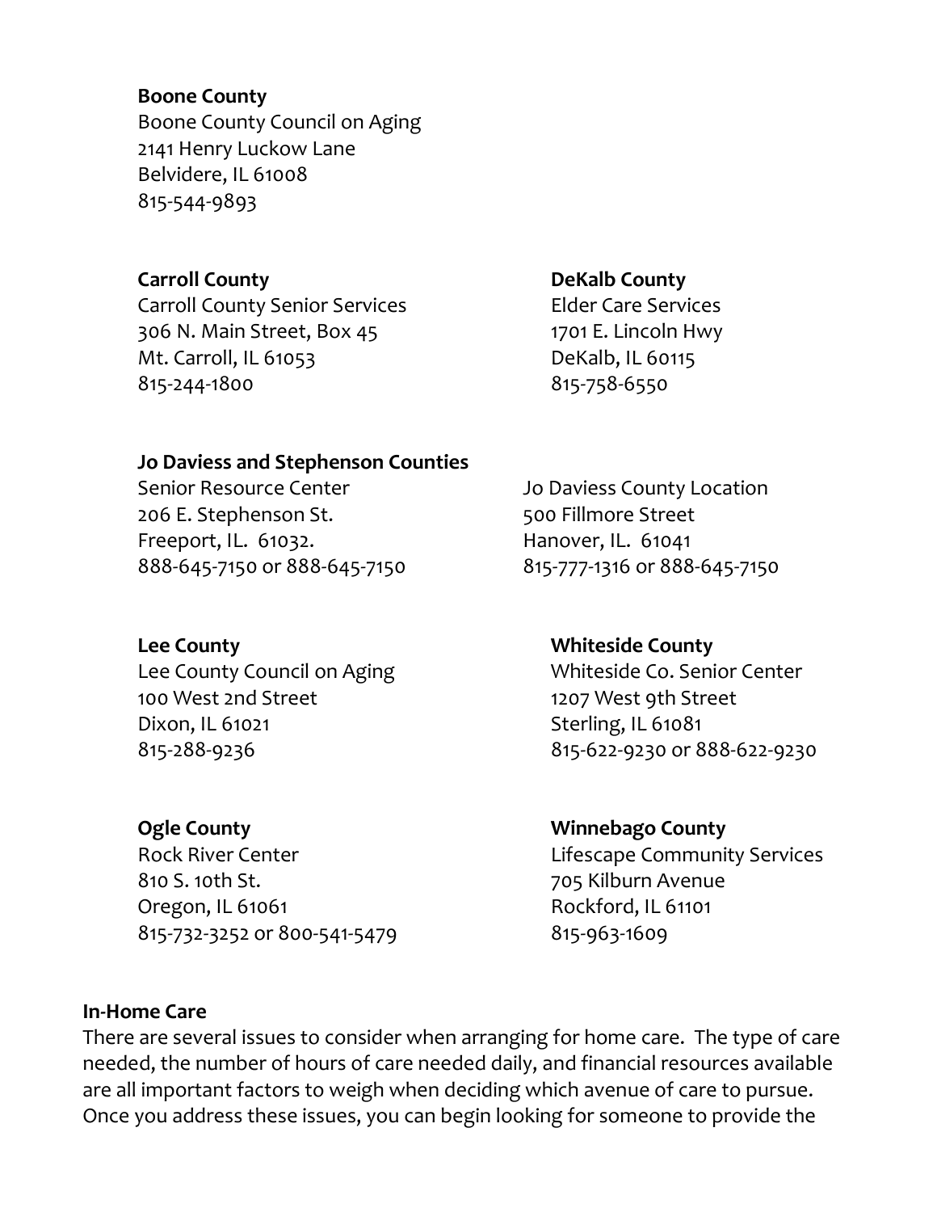**Boone County**
Boone County Council on Aging
2141 Henry Luckow Lane
Belvidere, IL 61008
815-544-9893

**Carroll County**
Carroll County Senior Services
306 N. Main Street, Box 45
Mt. Carroll, IL 61053
815-244-1800

**DeKalb County**
Elder Care Services
1701 E. Lincoln Hwy
DeKalb, IL 60115
815-758-6550

**Jo Daviess and Stephenson Counties**
Senior Resource Center
206 E. Stephenson St.
Freeport, IL. 61032.
888-645-7150 or 888-645-7150

Jo Daviess County Location
500 Fillmore Street
Hanover, IL. 61041
815-777-1316 or 888-645-7150

**Lee County**
Lee County Council on Aging
100 West 2nd Street
Dixon, IL 61021
815-288-9236

**Whiteside County**
Whiteside Co. Senior Center
1207 West 9th Street
Sterling, IL 61081
815-622-9230 or 888-622-9230

**Ogle County**
Rock River Center
810 S. 10th St.
Oregon, IL 61061
815-732-3252 or 800-541-5479

**Winnebago County**
Lifescape Community Services
705 Kilburn Avenue
Rockford, IL 61101
815-963-1609

**In-Home Care**

There are several issues to consider when arranging for home care. The type of care needed, the number of hours of care needed daily, and financial resources available are all important factors to weigh when deciding which avenue of care to pursue. Once you address these issues, you can begin looking for someone to provide the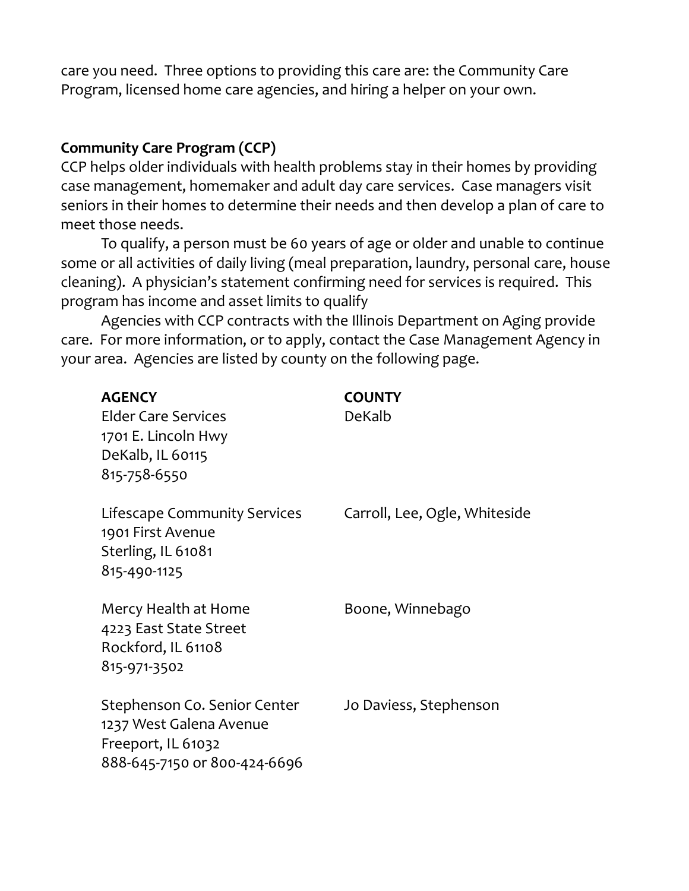care you need. Three options to providing this care are: the Community Care Program, licensed home care agencies, and hiring a helper on your own.

**Community Care Program (CCP)**

CCP helps older individuals with health problems stay in their homes by providing case management, homemaker and adult day care services. Case managers visit seniors in their homes to determine their needs and then develop a plan of care to meet those needs.

To qualify, a person must be 60 years of age or older and unable to continue some or all activities of daily living (meal preparation, laundry, personal care, house cleaning). A physician's statement confirming need for services is required. This program has income and asset limits to qualify

Agencies with CCP contracts with the Illinois Department on Aging provide care. For more information, or to apply, contact the Case Management Agency in your area. Agencies are listed by county on the following page.

| **AGENCY** | **COUNTY** |
|---|---|
| Elder Care Services<br>1701 E. Lincoln Hwy<br>DeKalb, IL 60115<br>815-758-6550 | DeKalb |
| Lifescape Community Services<br>1901 First Avenue<br>Sterling, IL 61081<br>815-490-1125 | Carroll, Lee, Ogle, Whiteside |
| Mercy Health at Home<br>4223 East State Street<br>Rockford, IL 61108<br>815-971-3502 | Boone, Winnebago |
| Stephenson Co. Senior Center<br>1237 West Galena Avenue<br>Freeport, IL 61032<br>888-645-7150 or 800-424-6696 | Jo Daviess, Stephenson |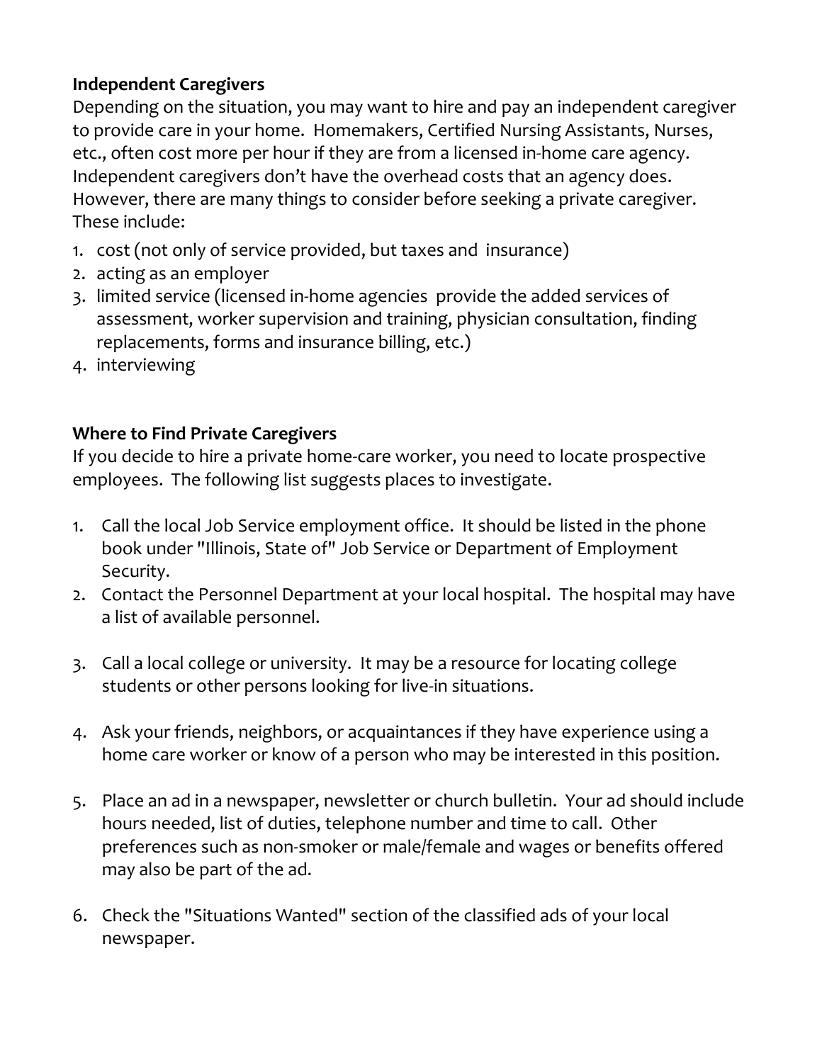**Independent Caregivers**

Depending on the situation, you may want to hire and pay an independent caregiver to provide care in your home. Homemakers, Certified Nursing Assistants, Nurses, etc., often cost more per hour if they are from a licensed in-home care agency. Independent caregivers don't have the overhead costs that an agency does. However, there are many things to consider before seeking a private caregiver. These include:

1. cost (not only of service provided, but taxes and insurance)
2. acting as an employer
3. limited service (licensed in-home agencies provide the added services of assessment, worker supervision and training, physician consultation, finding replacements, forms and insurance billing, etc.)
4. interviewing

**Where to Find Private Caregivers**

If you decide to hire a private home-care worker, you need to locate prospective employees. The following list suggests places to investigate.

1. Call the local Job Service employment office. It should be listed in the phone book under "Illinois, State of" Job Service or Department of Employment Security.
2. Contact the Personnel Department at your local hospital. The hospital may have a list of available personnel.
3. Call a local college or university. It may be a resource for locating college students or other persons looking for live-in situations.
4. Ask your friends, neighbors, or acquaintances if they have experience using a home care worker or know of a person who may be interested in this position.
5. Place an ad in a newspaper, newsletter or church bulletin. Your ad should include hours needed, list of duties, telephone number and time to call. Other preferences such as non-smoker or male/female and wages or benefits offered may also be part of the ad.
6. Check the "Situations Wanted" section of the classified ads of your local newspaper.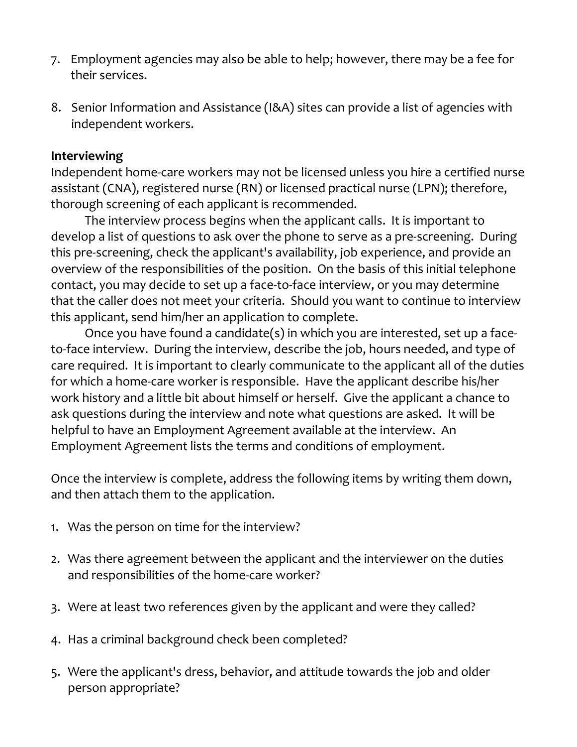7. Employment agencies may also be able to help; however, there may be a fee for their services.

8. Senior Information and Assistance (I&A) sites can provide a list of agencies with independent workers.

**Interviewing**

Independent home-care workers may not be licensed unless you hire a certified nurse assistant (CNA), registered nurse (RN) or licensed practical nurse (LPN); therefore, thorough screening of each applicant is recommended.

The interview process begins when the applicant calls. It is important to develop a list of questions to ask over the phone to serve as a pre-screening. During this pre-screening, check the applicant's availability, job experience, and provide an overview of the responsibilities of the position. On the basis of this initial telephone contact, you may decide to set up a face-to-face interview, or you may determine that the caller does not meet your criteria. Should you want to continue to interview this applicant, send him/her an application to complete.

Once you have found a candidate(s) in which you are interested, set up a face-to-face interview. During the interview, describe the job, hours needed, and type of care required. It is important to clearly communicate to the applicant all of the duties for which a home-care worker is responsible. Have the applicant describe his/her work history and a little bit about himself or herself. Give the applicant a chance to ask questions during the interview and note what questions are asked. It will be helpful to have an Employment Agreement available at the interview. An Employment Agreement lists the terms and conditions of employment.

Once the interview is complete, address the following items by writing them down, and then attach them to the application.

1. Was the person on time for the interview?

2. Was there agreement between the applicant and the interviewer on the duties and responsibilities of the home-care worker?

3. Were at least two references given by the applicant and were they called?

4. Has a criminal background check been completed?

5. Were the applicant's dress, behavior, and attitude towards the job and older person appropriate?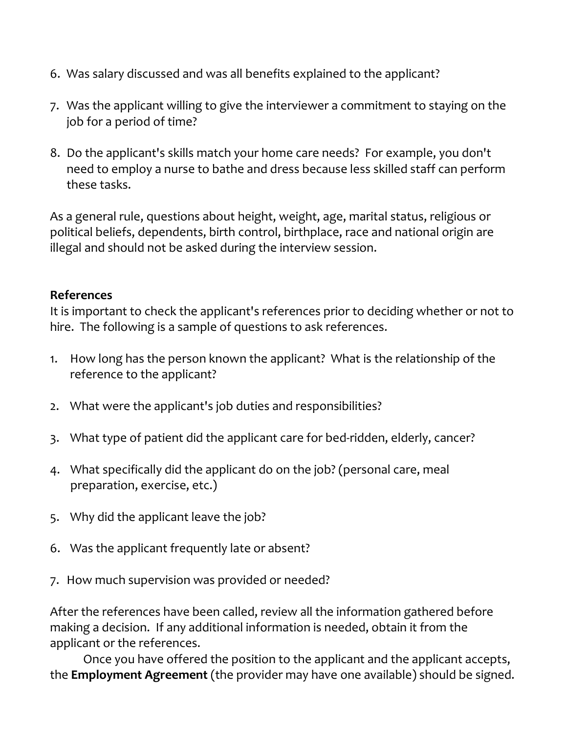6. Was salary discussed and was all benefits explained to the applicant?

7. Was the applicant willing to give the interviewer a commitment to staying on the job for a period of time?

8. Do the applicant's skills match your home care needs? For example, you don't need to employ a nurse to bathe and dress because less skilled staff can perform these tasks.

As a general rule, questions about height, weight, age, marital status, religious or political beliefs, dependents, birth control, birthplace, race and national origin are illegal and should not be asked during the interview session.

**References**

It is important to check the applicant's references prior to deciding whether or not to hire. The following is a sample of questions to ask references.

1. How long has the person known the applicant? What is the relationship of the reference to the applicant?

2. What were the applicant's job duties and responsibilities?

3. What type of patient did the applicant care for bed-ridden, elderly, cancer?

4. What specifically did the applicant do on the job? (personal care, meal preparation, exercise, etc.)

5. Why did the applicant leave the job?

6. Was the applicant frequently late or absent?

7. How much supervision was provided or needed?

After the references have been called, review all the information gathered before making a decision. If any additional information is needed, obtain it from the applicant or the references.

Once you have offered the position to the applicant and the applicant accepts, the **Employment Agreement** (the provider may have one available) should be signed.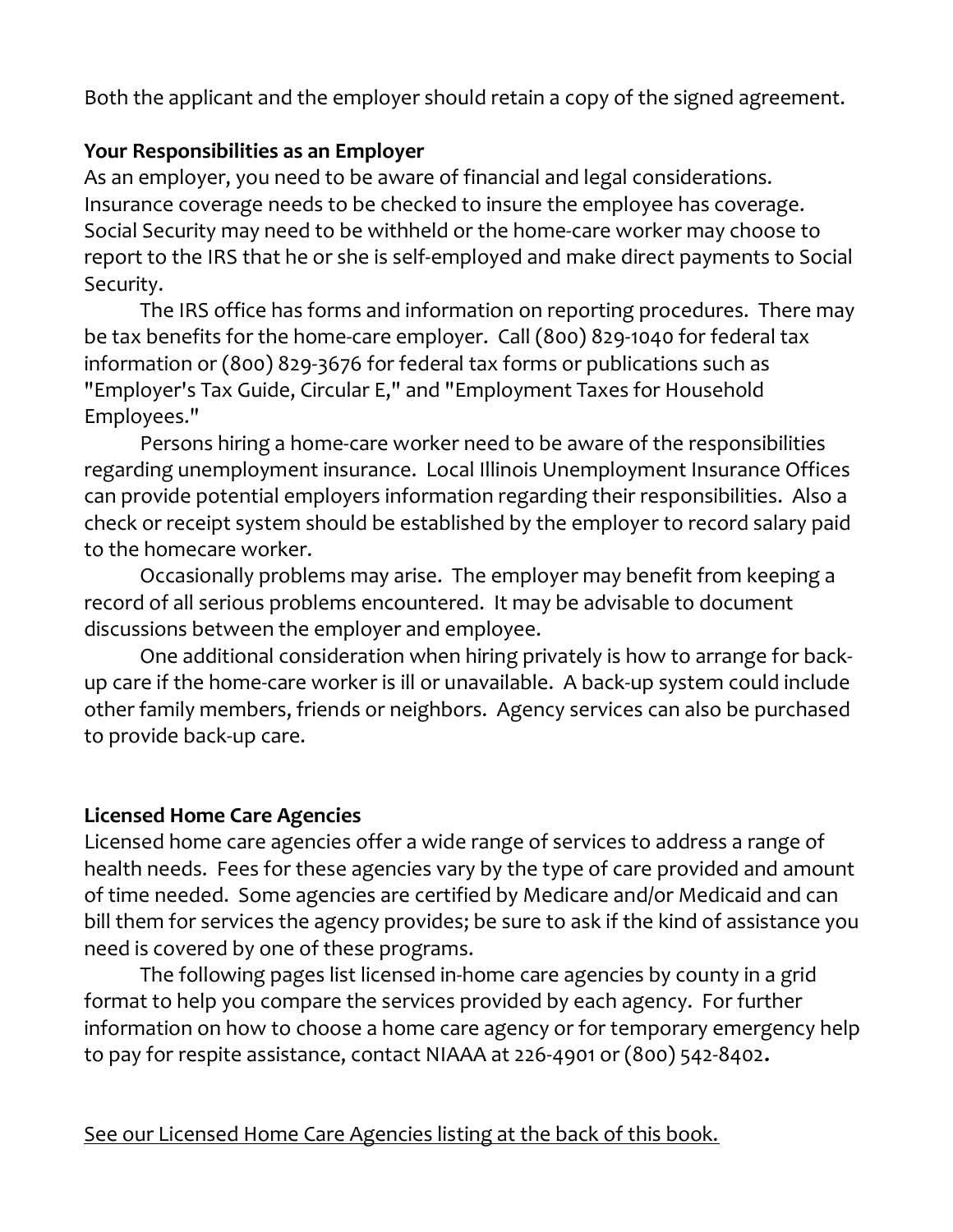Both the applicant and the employer should retain a copy of the signed agreement.

**Your Responsibilities as an Employer**

As an employer, you need to be aware of financial and legal considerations. Insurance coverage needs to be checked to insure the employee has coverage. Social Security may need to be withheld or the home-care worker may choose to report to the IRS that he or she is self-employed and make direct payments to Social Security.

The IRS office has forms and information on reporting procedures. There may be tax benefits for the home-care employer. Call (800) 829-1040 for federal tax information or (800) 829-3676 for federal tax forms or publications such as "Employer's Tax Guide, Circular E," and "Employment Taxes for Household Employees."

Persons hiring a home-care worker need to be aware of the responsibilities regarding unemployment insurance. Local Illinois Unemployment Insurance Offices can provide potential employers information regarding their responsibilities. Also a check or receipt system should be established by the employer to record salary paid to the homecare worker.

Occasionally problems may arise. The employer may benefit from keeping a record of all serious problems encountered. It may be advisable to document discussions between the employer and employee.

One additional consideration when hiring privately is how to arrange for back-up care if the home-care worker is ill or unavailable. A back-up system could include other family members, friends or neighbors. Agency services can also be purchased to provide back-up care.

**Licensed Home Care Agencies**

Licensed home care agencies offer a wide range of services to address a range of health needs. Fees for these agencies vary by the type of care provided and amount of time needed. Some agencies are certified by Medicare and/or Medicaid and can bill them for services the agency provides; be sure to ask if the kind of assistance you need is covered by one of these programs.

The following pages list licensed in-home care agencies by county in a grid format to help you compare the services provided by each agency. For further information on how to choose a home care agency or for temporary emergency help to pay for respite assistance, contact NIAAA at 226-4901 or (800) 542-8402**.**

See our Licensed Home Care Agencies listing at the back of this book.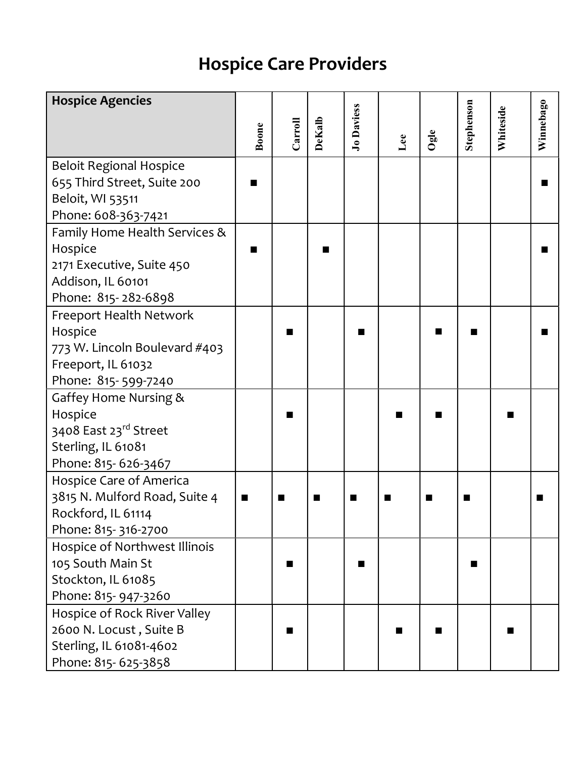# Hospice Care Providers

| Hospice Agencies | Boone | Carroll | DeKalb | Jo Daviess | Lee | Ogle | Stephenson | Whiteside | Winnebago |
|---|---|---|---|---|---|---|---|---|---|
| Beloit Regional Hospice<br>655 Third Street, Suite 200<br>Beloit, WI 53511<br>Phone: 608-363-7421 | ■ | | | | | | | | ■ |
| Family Home Health Services & Hospice<br>2171 Executive, Suite 450<br>Addison, IL 60101<br>Phone: 815- 282-6898 | ■ | | ■ | | | | | | ■ |
| Freeport Health Network Hospice<br>773 W. Lincoln Boulevard #403<br>Freeport, IL 61032<br>Phone: 815- 599-7240 | | ■ | | ■ | | ■ | ■ | | ■ |
| Gaffey Home Nursing & Hospice<br>3408 East 23rd Street<br>Sterling, IL 61081<br>Phone: 815- 626-3467 | | ■ | | | ■ | ■ | | ■ | |
| Hospice Care of America<br>3815 N. Mulford Road, Suite 4<br>Rockford, IL 61114<br>Phone: 815- 316-2700 | ■ | ■ | ■ | ■ | ■ | ■ | ■ | | ■ |
| Hospice of Northwest Illinois<br>105 South Main St<br>Stockton, IL 61085<br>Phone: 815- 947-3260 | | ■ | | ■ | | | ■ | | |
| Hospice of Rock River Valley<br>2600 N. Locust , Suite B<br>Sterling, IL 61081-4602<br>Phone: 815- 625-3858 | | ■ | | | ■ | ■ | | ■ | |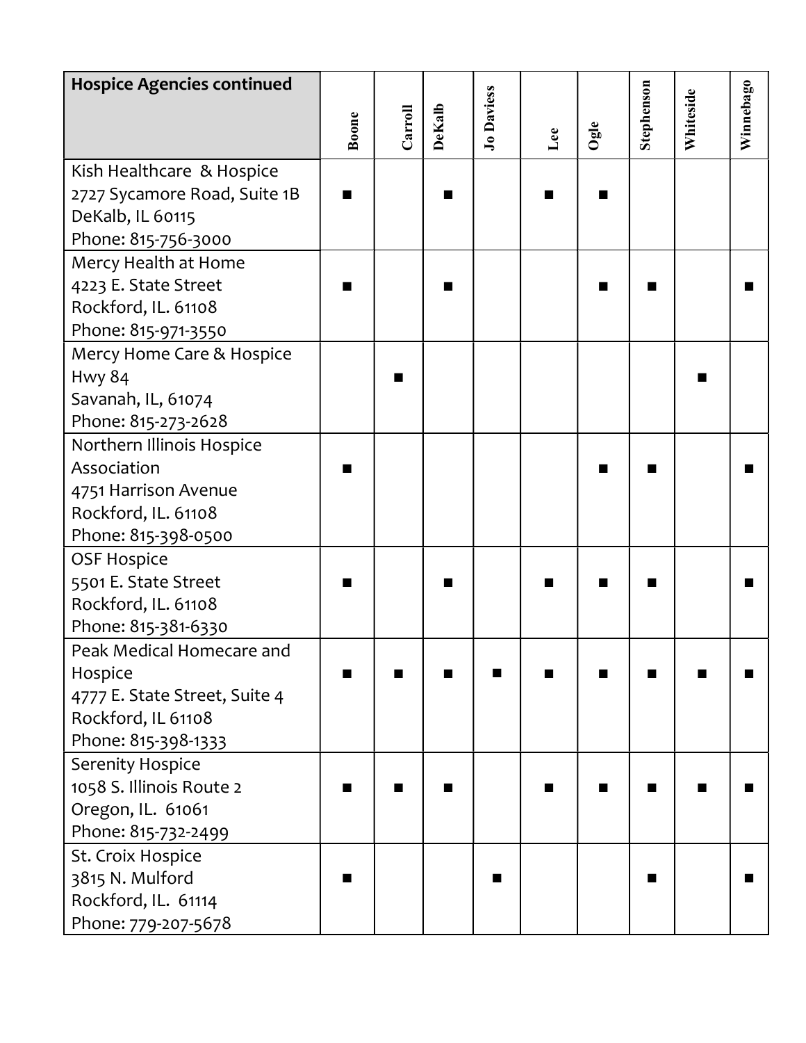| Hospice Agencies continued | Boone | Carroll | DeKalb | Jo Daviess | Lee | Ogle | Stephenson | Whiteside | Winnebago |
|---|---|---|---|---|---|---|---|---|---|
| Kish Healthcare & Hospice<br>2727 Sycamore Road, Suite 1B<br>DeKalb, IL 60115<br>Phone: 815-756-3000 | ■ | | ■ | | ■ | ■ | | | |
| Mercy Health at Home<br>4223 E. State Street<br>Rockford, IL. 61108<br>Phone: 815-971-3550 | ■ | | ■ | | | ■ | ■ | | ■ |
| Mercy Home Care & Hospice<br>Hwy 84<br>Savanah, IL, 61074<br>Phone: 815-273-2628 | | ■ | | | | | | ■ | |
| Northern Illinois Hospice Association<br>4751 Harrison Avenue<br>Rockford, IL. 61108<br>Phone: 815-398-0500 | ■ | | | | | ■ | ■ | | ■ |
| OSF Hospice<br>5501 E. State Street<br>Rockford, IL. 61108<br>Phone: 815-381-6330 | ■ | | ■ | | ■ | ■ | ■ | | ■ |
| Peak Medical Homecare and Hospice<br>4777 E. State Street, Suite 4<br>Rockford, IL 61108<br>Phone: 815-398-1333 | ■ | ■ | ■ | ■ | ■ | ■ | ■ | ■ | ■ |
| Serenity Hospice<br>1058 S. Illinois Route 2<br>Oregon, IL. 61061<br>Phone: 815-732-2499 | ■ | ■ | ■ | | ■ | ■ | ■ | ■ | ■ |
| St. Croix Hospice<br>3815 N. Mulford<br>Rockford, IL. 61114<br>Phone: 779-207-5678 | ■ | | | ■ | | | ■ | | ■ |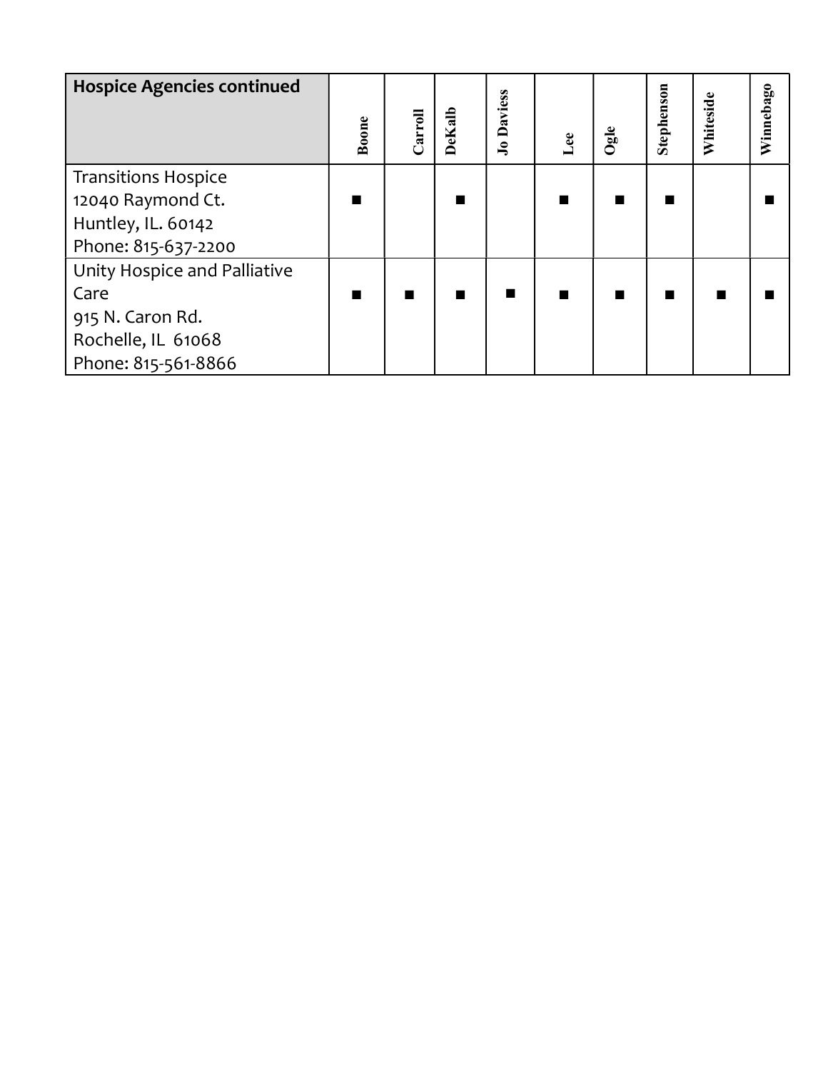| Hospice Agencies continued | Boone | Carroll | DeKalb | Jo Daviess | Lee | Ogle | Stephenson | Whiteside | Winnebago |
|---|---|---|---|---|---|---|---|---|---|
| Transitions Hospice<br>12040 Raymond Ct.<br>Huntley, IL. 60142<br>Phone: 815-637-2200 | ■ | | ■ | | ■ | ■ | ■ | | ■ |
| Unity Hospice and Palliative Care<br>915 N. Caron Rd.<br>Rochelle, IL 61068<br>Phone: 815-561-8866 | ■ | ■ | ■ | ■ | ■ | ■ | ■ | ■ | ■ |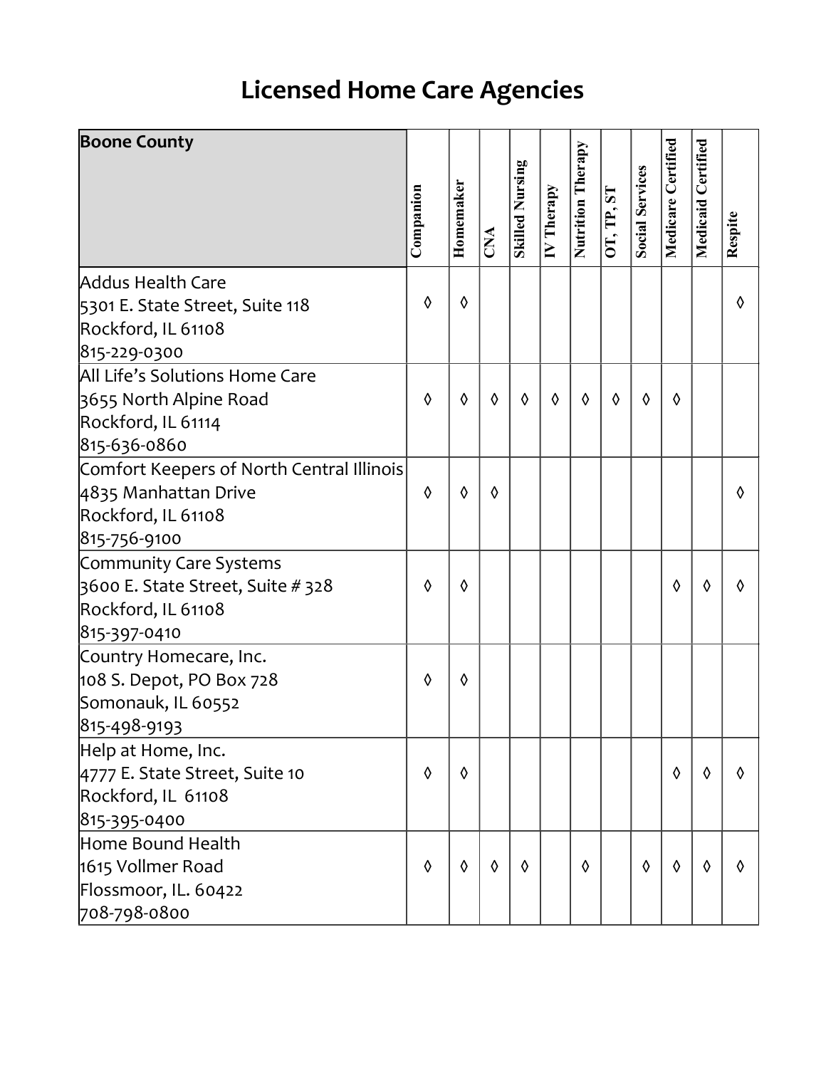# Licensed Home Care Agencies

| Boone County | Companion | Homemaker | CNA | Skilled Nursing | IV Therapy | Nutrition Therapy | OT, TP, ST | Social Services | Medicare Certified | Medicaid Certified | Respite |
|---|---|---|---|---|---|---|---|---|---|---|---|
| Addus Health Care<br>5301 E. State Street, Suite 118<br>Rockford, IL 61108<br>815-229-0300 | ◊ | ◊ | | | | | | | | | ◊ |
| All Life's Solutions Home Care<br>3655 North Alpine Road<br>Rockford, IL 61114<br>815-636-0860 | ◊ | ◊ | ◊ | ◊ | ◊ | ◊ | ◊ | ◊ | ◊ | | |
| Comfort Keepers of North Central Illinois<br>4835 Manhattan Drive<br>Rockford, IL 61108<br>815-756-9100 | ◊ | ◊ | ◊ | | | | | | | | ◊ |
| Community Care Systems<br>3600 E. State Street, Suite # 328<br>Rockford, IL 61108<br>815-397-0410 | ◊ | ◊ | | | | | | | ◊ | ◊ | ◊ |
| Country Homecare, Inc.<br>108 S. Depot, PO Box 728<br>Somonauk, IL 60552<br>815-498-9193 | ◊ | ◊ | | | | | | | | | |
| Help at Home, Inc.<br>4777 E. State Street, Suite 10<br>Rockford, IL 61108<br>815-395-0400 | ◊ | ◊ | | | | | | | ◊ | ◊ | ◊ |
| Home Bound Health<br>1615 Vollmer Road<br>Flossmoor, IL. 60422<br>708-798-0800 | ◊ | ◊ | ◊ | ◊ | | ◊ | | ◊ | ◊ | ◊ | ◊ |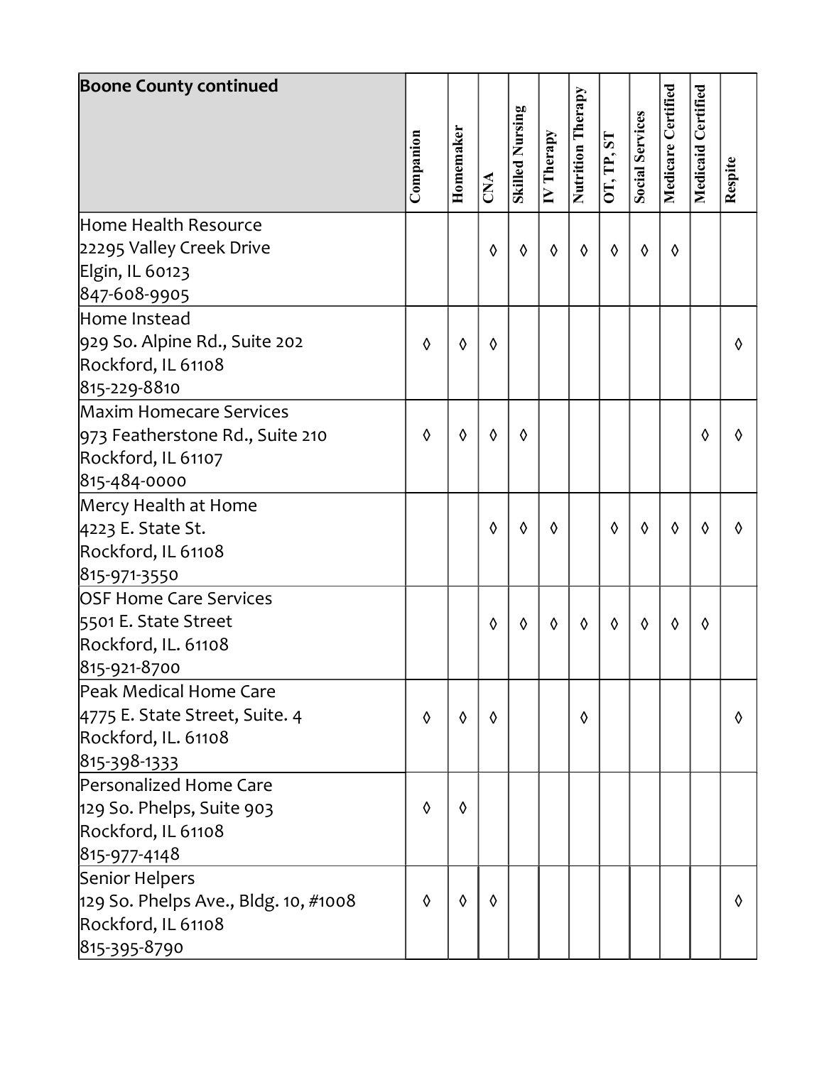| Boone County continued | Companion | Homemaker | CNA | Skilled Nursing | IV Therapy | Nutrition Therapy | OT, TP, ST | Social Services | Medicare Certified | Medicaid Certified | Respite |
|---|---|---|---|---|---|---|---|---|---|---|---|
| Home Health Resource<br>22295 Valley Creek Drive<br>Elgin, IL 60123<br>847-608-9905 | | | ◊ | ◊ | ◊ | ◊ | ◊ | ◊ | ◊ | | |
| Home Instead<br>929 So. Alpine Rd., Suite 202<br>Rockford, IL 61108<br>815-229-8810 | ◊ | ◊ | ◊ | | | | | | | | ◊ |
| Maxim Homecare Services<br>973 Featherstone Rd., Suite 210<br>Rockford, IL 61107<br>815-484-0000 | ◊ | ◊ | ◊ | ◊ | | | | | | ◊ | ◊ |
| Mercy Health at Home<br>4223 E. State St.<br>Rockford, IL 61108<br>815-971-3550 | | | ◊ | ◊ | ◊ | | ◊ | ◊ | ◊ | ◊ | ◊ |
| OSF Home Care Services<br>5501 E. State Street<br>Rockford, IL. 61108<br>815-921-8700 | | | ◊ | ◊ | ◊ | ◊ | ◊ | ◊ | ◊ | ◊ | |
| Peak Medical Home Care<br>4775 E. State Street, Suite. 4<br>Rockford, IL. 61108<br>815-398-1333 | ◊ | ◊ | ◊ | | | ◊ | | | | | ◊ |
| Personalized Home Care<br>129 So. Phelps, Suite 903<br>Rockford, IL 61108<br>815-977-4148 | ◊ | ◊ | | | | | | | | | |
| Senior Helpers<br>129 So. Phelps Ave., Bldg. 10, #1008<br>Rockford, IL 61108<br>815-395-8790 | ◊ | ◊ | ◊ | | | | | | | | ◊ |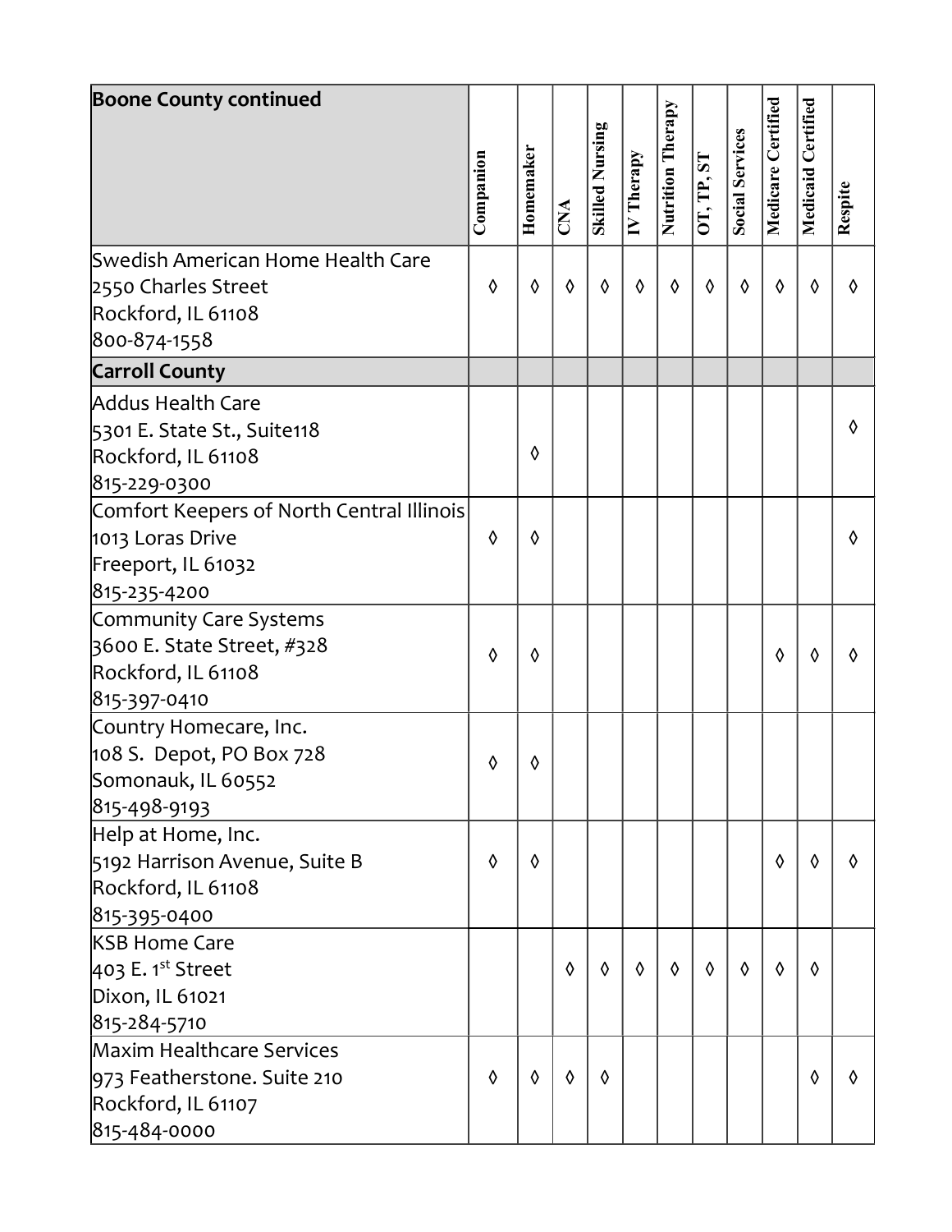| Boone County continued | Companion | Homemaker | CNA | Skilled Nursing | IV Therapy | Nutrition Therapy | OT, TP, ST | Social Services | Medicare Certified | Medicaid Certified | Respite |
|---|---|---|---|---|---|---|---|---|---|---|---|
| Swedish American Home Health Care<br>2550 Charles Street<br>Rockford, IL 61108<br>800-874-1558 | ◊ | ◊ | ◊ | ◊ | ◊ | ◊ | ◊ | ◊ | ◊ | ◊ | ◊ |
| **Carroll County** | | | | | | | | | | | |
| Addus Health Care<br>5301 E. State St., Suite118<br>Rockford, IL 61108<br>815-229-0300 | | ◊ | | | | | | | | | ◊ |
| Comfort Keepers of North Central Illinois<br>1013 Loras Drive<br>Freeport, IL 61032<br>815-235-4200 | ◊ | ◊ | | | | | | | | | ◊ |
| Community Care Systems<br>3600 E. State Street, #328<br>Rockford, IL 61108<br>815-397-0410 | ◊ | ◊ | | | | | | | ◊ | ◊ | ◊ |
| Country Homecare, Inc.<br>108 S. Depot, PO Box 728<br>Somonauk, IL 60552<br>815-498-9193 | ◊ | ◊ | | | | | | | | | |
| Help at Home, Inc.<br>5192 Harrison Avenue, Suite B<br>Rockford, IL 61108<br>815-395-0400 | ◊ | ◊ | | | | | | | ◊ | ◊ | ◊ |
| KSB Home Care<br>403 E. 1st Street<br>Dixon, IL 61021<br>815-284-5710 | | | ◊ | ◊ | ◊ | ◊ | ◊ | ◊ | ◊ | ◊ | |
| Maxim Healthcare Services<br>973 Featherstone. Suite 210<br>Rockford, IL 61107<br>815-484-0000 | ◊ | ◊ | ◊ | ◊ | | | | | | ◊ | ◊ |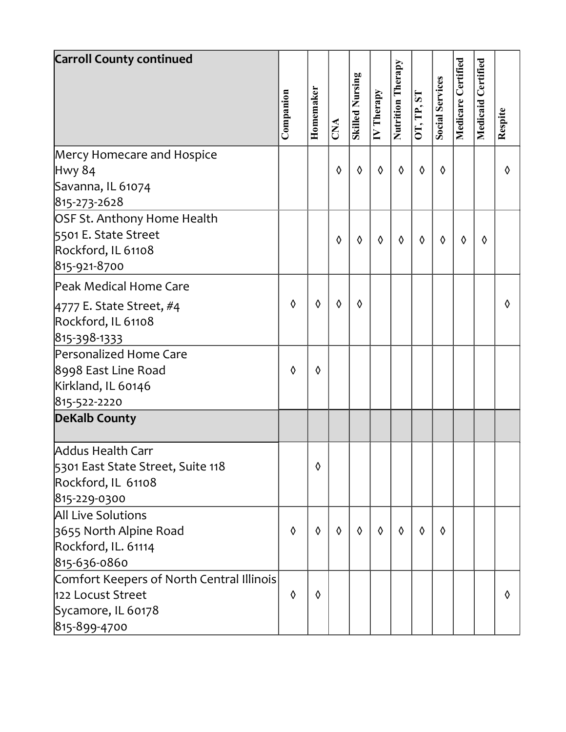| Carroll County continued | Companion | Homemaker | CNA | Skilled Nursing | IV Therapy | Nutrition Therapy | OT, TP, ST | Social Services | Medicare Certified | Medicaid Certified | Respite |
|---|---|---|---|---|---|---|---|---|---|---|---|
| Mercy Homecare and Hospice<br>Hwy 84<br>Savanna, IL 61074<br>815-273-2628 | | | ◊ | ◊ | ◊ | ◊ | ◊ | ◊ | | | ◊ |
| OSF St. Anthony Home Health<br>5501 E. State Street<br>Rockford, IL 61108<br>815-921-8700 | | | ◊ | ◊ | ◊ | ◊ | ◊ | ◊ | ◊ | ◊ | |
| Peak Medical Home Care<br>4777 E. State Street, #4<br>Rockford, IL 61108<br>815-398-1333 | ◊ | ◊ | ◊ | ◊ | | | | | | | ◊ |
| Personalized Home Care<br>8998 East Line Road<br>Kirkland, IL 60146<br>815-522-2220 | ◊ | ◊ | | | | | | | | | |
| **DeKalb County** | | | | | | | | | | | |
| Addus Health Carr<br>5301 East State Street, Suite 118<br>Rockford, IL 61108<br>815-229-0300 | | ◊ | | | | | | | | | |
| All Live Solutions<br>3655 North Alpine Road<br>Rockford, IL. 61114<br>815-636-0860 | ◊ | ◊ | ◊ | ◊ | ◊ | ◊ | ◊ | ◊ | | | |
| Comfort Keepers of North Central Illinois<br>122 Locust Street<br>Sycamore, IL 60178<br>815-899-4700 | ◊ | ◊ | | | | | | | | | ◊ |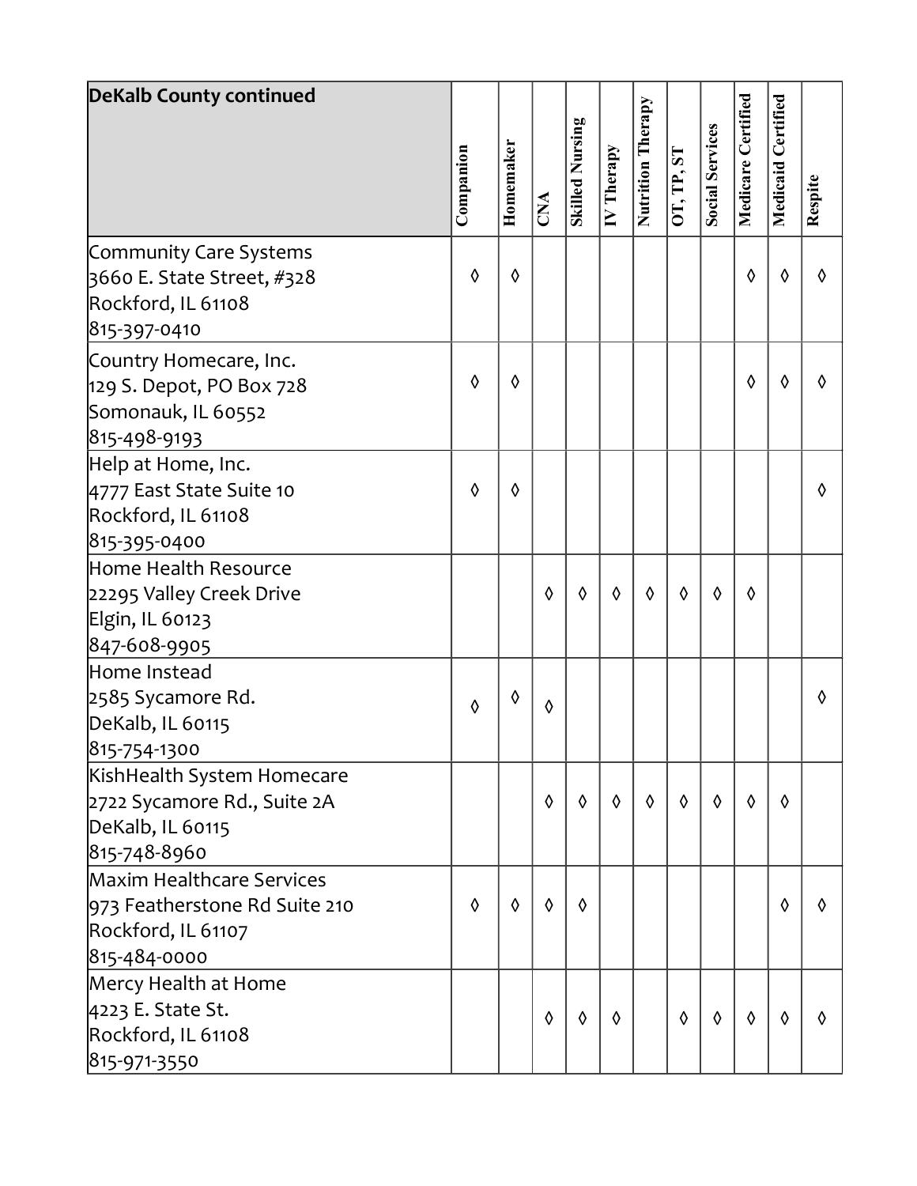| DeKalb County continued | Companion | Homemaker | CNA | Skilled Nursing | IV Therapy | Nutrition Therapy | OT, TP, ST | Social Services | Medicare Certified | Medicaid Certified | Respite |
|---|---|---|---|---|---|---|---|---|---|---|---|
| Community Care Systems<br>3660 E. State Street, #328<br>Rockford, IL 61108<br>815-397-0410 | ◊ | ◊ | | | | | | | ◊ | ◊ | ◊ |
| Country Homecare, Inc.<br>129 S. Depot, PO Box 728<br>Somonauk, IL 60552<br>815-498-9193 | ◊ | ◊ | | | | | | | ◊ | ◊ | ◊ |
| Help at Home, Inc.<br>4777 East State Suite 10<br>Rockford, IL 61108<br>815-395-0400 | ◊ | ◊ | | | | | | | | | ◊ |
| Home Health Resource<br>22295 Valley Creek Drive<br>Elgin, IL 60123<br>847-608-9905 | | | ◊ | ◊ | ◊ | ◊ | ◊ | ◊ | ◊ | | |
| Home Instead<br>2585 Sycamore Rd.<br>DeKalb, IL 60115<br>815-754-1300 | ◊ | ◊ | ◊ | | | | | | | | ◊ |
| KishHealth System Homecare<br>2722 Sycamore Rd., Suite 2A<br>DeKalb, IL 60115<br>815-748-8960 | | | ◊ | ◊ | ◊ | ◊ | ◊ | ◊ | ◊ | ◊ | |
| Maxim Healthcare Services<br>973 Featherstone Rd Suite 210<br>Rockford, IL 61107<br>815-484-0000 | ◊ | ◊ | ◊ | ◊ | | | | | | ◊ | ◊ |
| Mercy Health at Home<br>4223 E. State St.<br>Rockford, IL 61108<br>815-971-3550 | | | ◊ | ◊ | ◊ | | ◊ | ◊ | ◊ | ◊ | ◊ |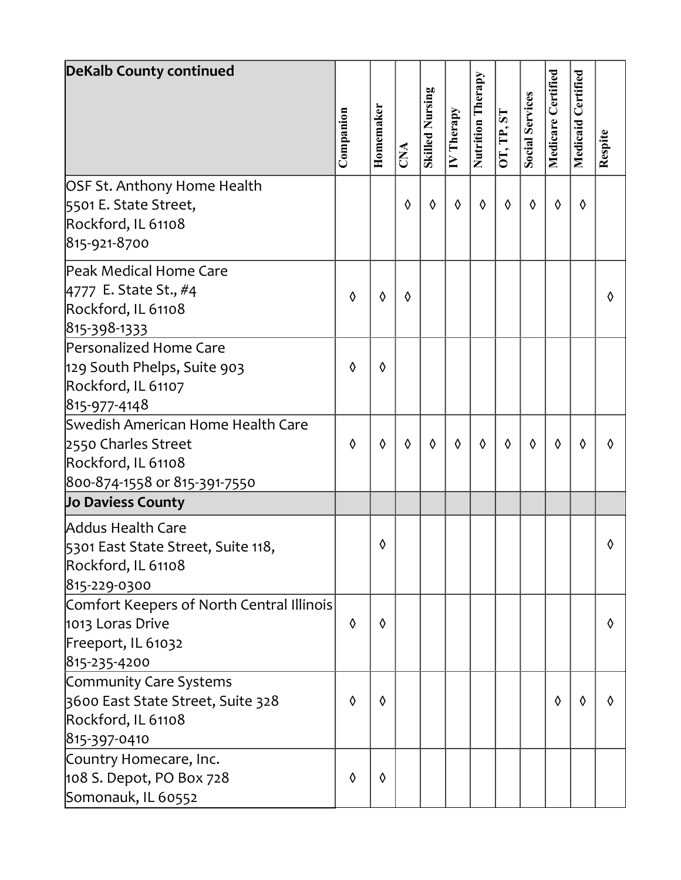| DeKalb County continued | Companion | Homemaker | CNA | Skilled Nursing | IV Therapy | Nutrition Therapy | OT, TP, ST | Social Services | Medicare Certified | Medicaid Certified | Respite |
|---|---|---|---|---|---|---|---|---|---|---|---|
| OSF St. Anthony Home Health<br>5501 E. State Street,<br>Rockford, IL 61108<br>815-921-8700 | | | ◊ | ◊ | ◊ | ◊ | ◊ | ◊ | ◊ | ◊ | |
| Peak Medical Home Care<br>4777 E. State St., #4<br>Rockford, IL 61108<br>815-398-1333 | ◊ | ◊ | ◊ | | | | | | | | ◊ |
| Personalized Home Care<br>129 South Phelps, Suite 903<br>Rockford, IL 61107<br>815-977-4148 | ◊ | ◊ | | | | | | | | | |
| Swedish American Home Health Care<br>2550 Charles Street<br>Rockford, IL 61108<br>800-874-1558 or 815-391-7550 | ◊ | ◊ | ◊ | ◊ | ◊ | ◊ | ◊ | ◊ | ◊ | ◊ | ◊ |
| **Jo Daviess County** | | | | | | | | | | | |
| Addus Health Care<br>5301 East State Street, Suite 118,<br>Rockford, IL 61108<br>815-229-0300 | | ◊ | | | | | | | | | ◊ |
| Comfort Keepers of North Central Illinois<br>1013 Loras Drive<br>Freeport, IL 61032<br>815-235-4200 | ◊ | ◊ | | | | | | | | | ◊ |
| Community Care Systems<br>3600 East State Street, Suite 328<br>Rockford, IL 61108<br>815-397-0410 | ◊ | ◊ | | | | | | | ◊ | ◊ | ◊ |
| Country Homecare, Inc.<br>108 S. Depot, PO Box 728<br>Somonauk, IL 60552 | ◊ | ◊ | | | | | | | | | |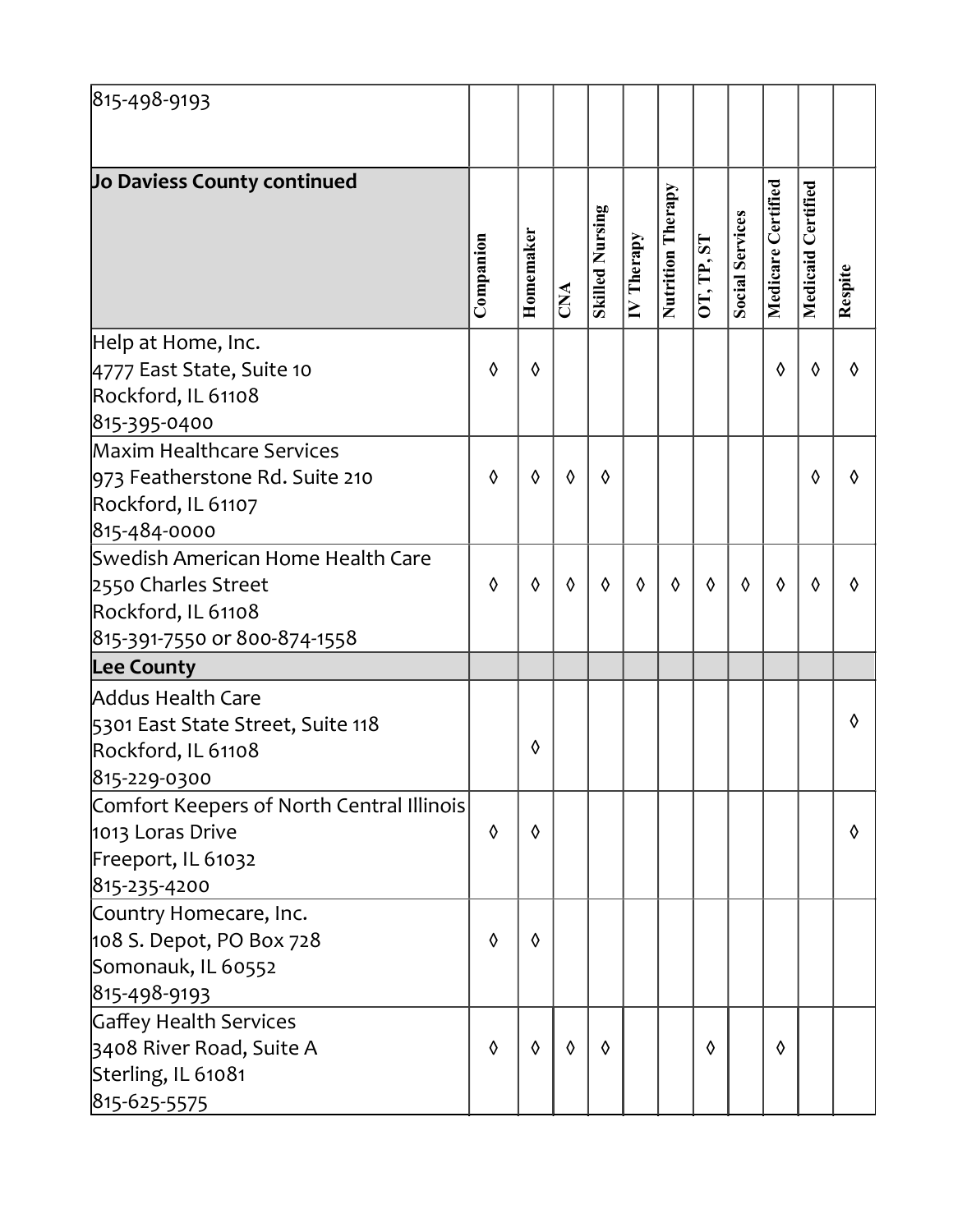| 815-498-9193 | | | | | | | | | | | |
|---|---|---|---|---|---|---|---|---|---|---|---|
| **Jo Daviess County continued** | Companion | Homemaker | CNA | Skilled Nursing | IV Therapy | Nutrition Therapy | OT, TP, ST | Social Services | Medicare Certified | Medicaid Certified | Respite |
| Help at Home, Inc.<br>4777 East State, Suite 10<br>Rockford, IL 61108<br>815-395-0400 | ◊ | ◊ | | | | | | | ◊ | ◊ | ◊ |
| Maxim Healthcare Services<br>973 Featherstone Rd. Suite 210<br>Rockford, IL 61107<br>815-484-0000 | ◊ | ◊ | ◊ | ◊ | | | | | | ◊ | ◊ |
| Swedish American Home Health Care<br>2550 Charles Street<br>Rockford, IL 61108<br>815-391-7550 or 800-874-1558 | ◊ | ◊ | ◊ | ◊ | ◊ | ◊ | ◊ | ◊ | ◊ | ◊ | ◊ |
| **Lee County** | | | | | | | | | | | |
| Addus Health Care<br>5301 East State Street, Suite 118<br>Rockford, IL 61108<br>815-229-0300 | | ◊ | | | | | | | | | ◊ |
| Comfort Keepers of North Central Illinois<br>1013 Loras Drive<br>Freeport, IL 61032<br>815-235-4200 | ◊ | ◊ | | | | | | | | | ◊ |
| Country Homecare, Inc.<br>108 S. Depot, PO Box 728<br>Somonauk, IL 60552<br>815-498-9193 | ◊ | ◊ | | | | | | | | | |
| Gaffey Health Services<br>3408 River Road, Suite A<br>Sterling, IL 61081<br>815-625-5575 | ◊ | ◊ | ◊ | ◊ | | | ◊ | | ◊ | | |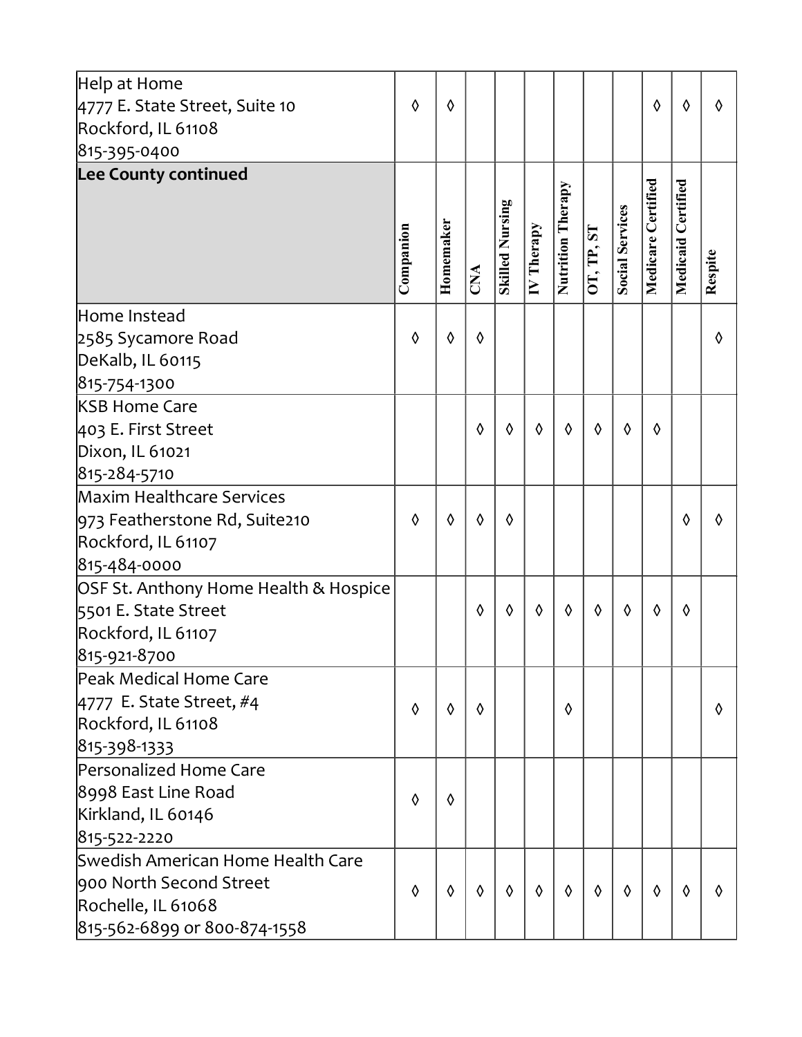| Help at Home<br>4777 E. State Street, Suite 10<br>Rockford, IL 61108<br>815-395-0400 | ◊ | ◊ | | | | | | | ◊ | ◊ | ◊ |
|---|---|---|---|---|---|---|---|---|---|---|---|
| **Lee County continued** | Companion | Homemaker | CNA | Skilled Nursing | IV Therapy | Nutrition Therapy | OT, TP, ST | Social Services | Medicare Certified | Medicaid Certified | Respite |
| Home Instead<br>2585 Sycamore Road<br>DeKalb, IL 60115<br>815-754-1300 | ◊ | ◊ | ◊ | | | | | | | | ◊ |
| KSB Home Care<br>403 E. First Street<br>Dixon, IL 61021<br>815-284-5710 | | | ◊ | ◊ | ◊ | ◊ | ◊ | ◊ | ◊ | | |
| Maxim Healthcare Services<br>973 Featherstone Rd, Suite210<br>Rockford, IL 61107<br>815-484-0000 | ◊ | ◊ | ◊ | ◊ | | | | | | ◊ | ◊ |
| OSF St. Anthony Home Health & Hospice<br>5501 E. State Street<br>Rockford, IL 61107<br>815-921-8700 | | | ◊ | ◊ | ◊ | ◊ | ◊ | ◊ | ◊ | ◊ | |
| Peak Medical Home Care<br>4777 E. State Street, #4<br>Rockford, IL 61108<br>815-398-1333 | ◊ | ◊ | ◊ | | | ◊ | | | | | ◊ |
| Personalized Home Care<br>8998 East Line Road<br>Kirkland, IL 60146<br>815-522-2220 | ◊ | ◊ | | | | | | | | | |
| Swedish American Home Health Care<br>900 North Second Street<br>Rochelle, IL 61068<br>815-562-6899 or 800-874-1558 | ◊ | ◊ | ◊ | ◊ | ◊ | ◊ | ◊ | ◊ | ◊ | ◊ | ◊ |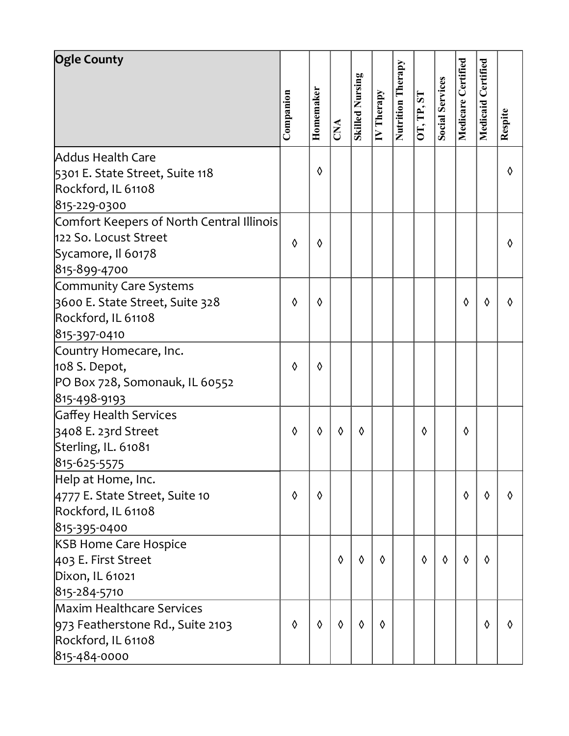| Ogle County | Companion | Homemaker | CNA | Skilled Nursing | IV Therapy | Nutrition Therapy | OT, TP, ST | Social Services | Medicare Certified | Medicaid Certified | Respite |
|---|---|---|---|---|---|---|---|---|---|---|---|
| Addus Health Care<br>5301 E. State Street, Suite 118<br>Rockford, IL 61108<br>815-229-0300 | | ◊ | | | | | | | | | ◊ |
| Comfort Keepers of North Central Illinois<br>122 So. Locust Street<br>Sycamore, Il 60178<br>815-899-4700 | ◊ | ◊ | | | | | | | | | ◊ |
| Community Care Systems<br>3600 E. State Street, Suite 328<br>Rockford, IL 61108<br>815-397-0410 | ◊ | ◊ | | | | | | | ◊ | ◊ | ◊ |
| Country Homecare, Inc.<br>108 S. Depot,<br>PO Box 728, Somonauk, IL 60552<br>815-498-9193 | ◊ | ◊ | | | | | | | | | |
| Gaffey Health Services<br>3408 E. 23rd Street<br>Sterling, IL. 61081<br>815-625-5575 | ◊ | ◊ | ◊ | ◊ | | | ◊ | | ◊ | | |
| Help at Home, Inc.<br>4777 E. State Street, Suite 10<br>Rockford, IL 61108<br>815-395-0400 | ◊ | ◊ | | | | | | | ◊ | ◊ | ◊ |
| KSB Home Care Hospice<br>403 E. First Street<br>Dixon, IL 61021<br>815-284-5710 | | | ◊ | ◊ | ◊ | | ◊ | ◊ | ◊ | ◊ | |
| Maxim Healthcare Services<br>973 Featherstone Rd., Suite 2103<br>Rockford, IL 61108<br>815-484-0000 | ◊ | ◊ | ◊ | ◊ | ◊ | | | | | ◊ | ◊ |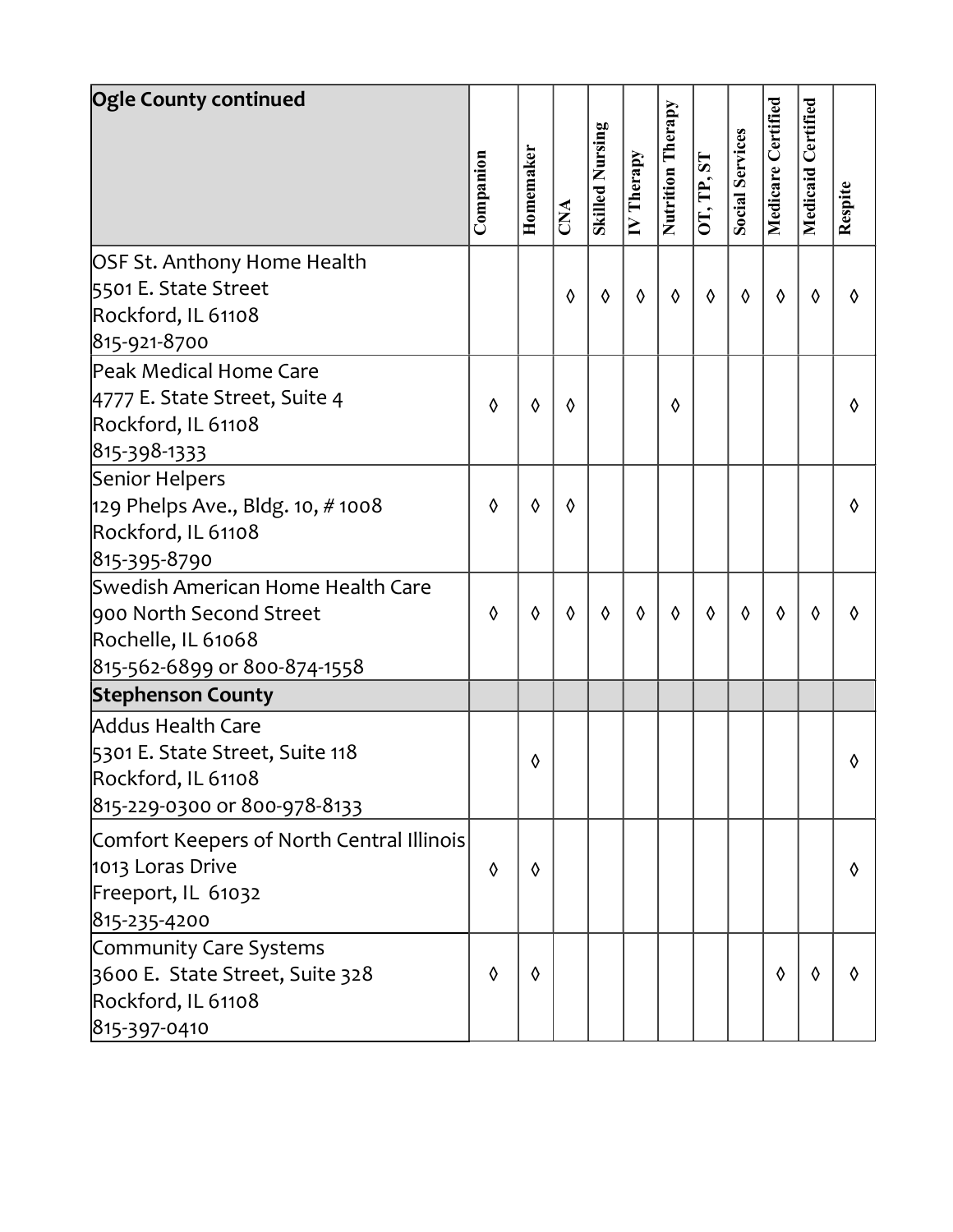| Ogle County continued | Companion | Homemaker | CNA | Skilled Nursing | IV Therapy | Nutrition Therapy | OT, TP, ST | Social Services | Medicare Certified | Medicaid Certified | Respite |
|---|---|---|---|---|---|---|---|---|---|---|---|
| OSF St. Anthony Home Health<br>5501 E. State Street<br>Rockford, IL 61108<br>815-921-8700 | | | ◊ | ◊ | ◊ | ◊ | ◊ | ◊ | ◊ | ◊ | ◊ |
| Peak Medical Home Care<br>4777 E. State Street, Suite 4<br>Rockford, IL 61108<br>815-398-1333 | ◊ | ◊ | ◊ | | | ◊ | | | | | ◊ |
| Senior Helpers<br>129 Phelps Ave., Bldg. 10, # 1008<br>Rockford, IL 61108<br>815-395-8790 | ◊ | ◊ | ◊ | | | | | | | | ◊ |
| Swedish American Home Health Care<br>900 North Second Street<br>Rochelle, IL 61068<br>815-562-6899 or 800-874-1558 | ◊ | ◊ | ◊ | ◊ | ◊ | ◊ | ◊ | ◊ | ◊ | ◊ | ◊ |
| **Stephenson County** | | | | | | | | | | | |
| Addus Health Care<br>5301 E. State Street, Suite 118<br>Rockford, IL 61108<br>815-229-0300 or 800-978-8133 | | ◊ | | | | | | | | | ◊ |
| Comfort Keepers of North Central Illinois<br>1013 Loras Drive<br>Freeport, IL 61032<br>815-235-4200 | ◊ | ◊ | | | | | | | | | ◊ |
| Community Care Systems<br>3600 E. State Street, Suite 328<br>Rockford, IL 61108<br>815-397-0410 | ◊ | ◊ | | | | | | | ◊ | ◊ | ◊ |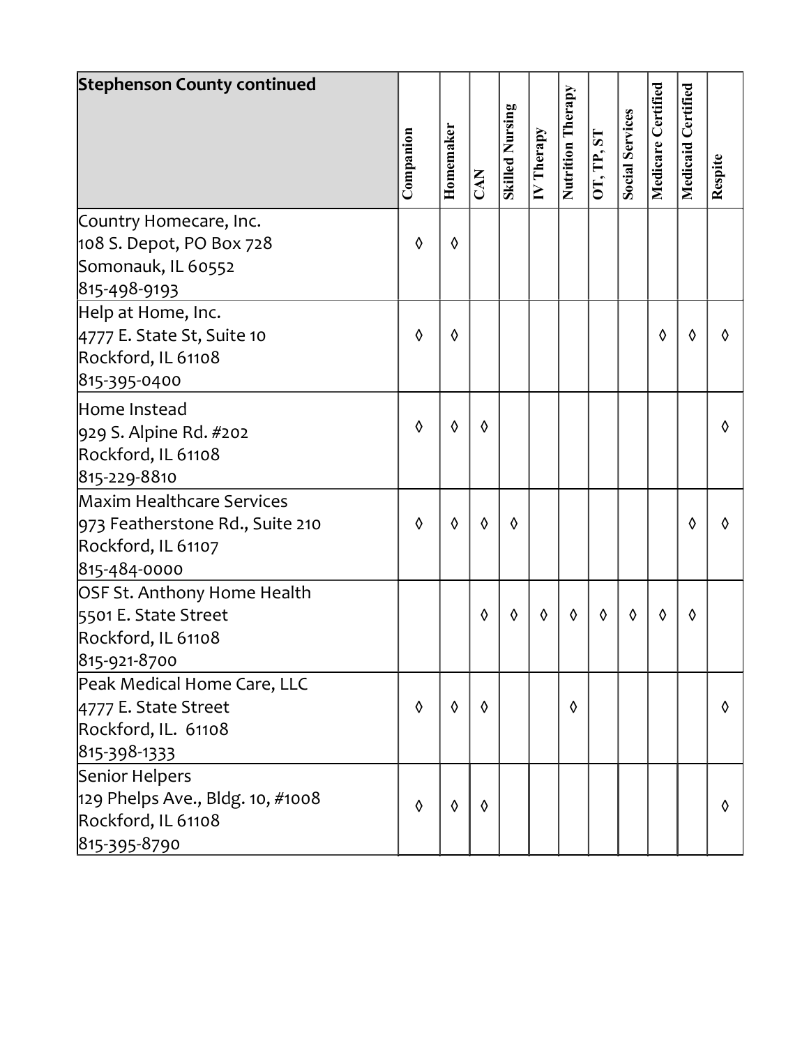| Stephenson County continued | Companion | Homemaker | CAN | Skilled Nursing | IV Therapy | Nutrition Therapy | OT, TP, ST | Social Services | Medicare Certified | Medicaid Certified | Respite |
|---|---|---|---|---|---|---|---|---|---|---|---|
| Country Homecare, Inc.<br>108 S. Depot, PO Box 728<br>Somonauk, IL 60552<br>815-498-9193 | ◊ | ◊ | | | | | | | | | |
| Help at Home, Inc.<br>4777 E. State St, Suite 10<br>Rockford, IL 61108<br>815-395-0400 | ◊ | ◊ | | | | | | | ◊ | ◊ | ◊ |
| Home Instead<br>929 S. Alpine Rd. #202<br>Rockford, IL 61108<br>815-229-8810 | ◊ | ◊ | ◊ | | | | | | | | ◊ |
| Maxim Healthcare Services<br>973 Featherstone Rd., Suite 210<br>Rockford, IL 61107<br>815-484-0000 | ◊ | ◊ | ◊ | ◊ | | | | | | ◊ | ◊ |
| OSF St. Anthony Home Health<br>5501 E. State Street<br>Rockford, IL 61108<br>815-921-8700 | | | ◊ | ◊ | ◊ | ◊ | ◊ | ◊ | ◊ | ◊ | |
| Peak Medical Home Care, LLC<br>4777 E. State Street<br>Rockford, IL. 61108<br>815-398-1333 | ◊ | ◊ | ◊ | | | ◊ | | | | | ◊ |
| Senior Helpers<br>129 Phelps Ave., Bldg. 10, #1008<br>Rockford, IL 61108<br>815-395-8790 | ◊ | ◊ | ◊ | | | | | | | | ◊ |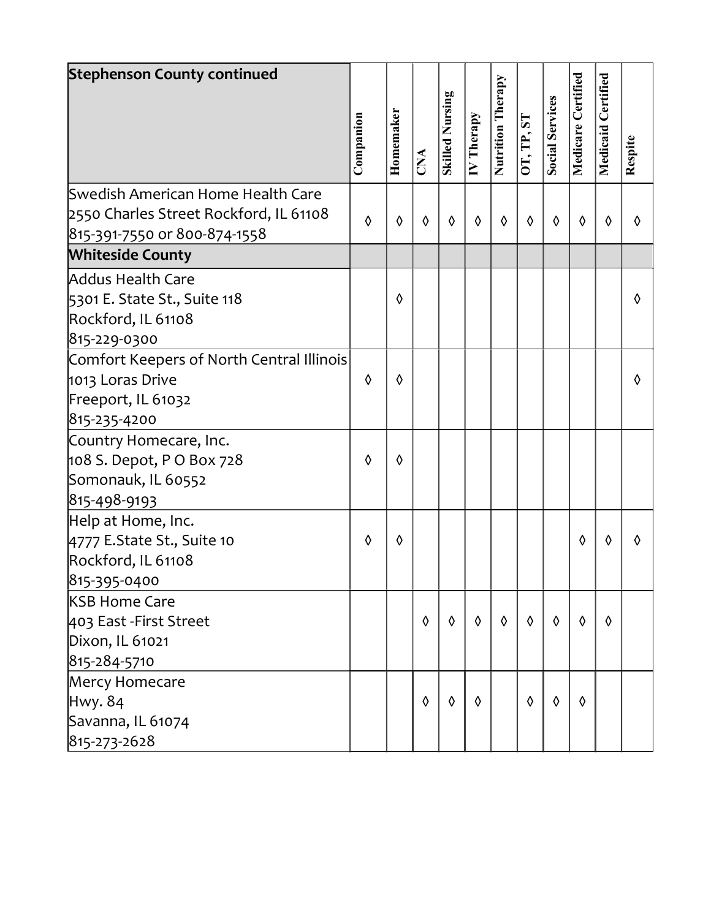| Stephenson County continued | Companion | Homemaker | CNA | Skilled Nursing | IV Therapy | Nutrition Therapy | OT, TP, ST | Social Services | Medicare Certified | Medicaid Certified | Respite |
|---|---|---|---|---|---|---|---|---|---|---|---|
| Swedish American Home Health Care<br>2550 Charles Street Rockford, IL 61108<br>815-391-7550 or 800-874-1558 | ◊ | ◊ | ◊ | ◊ | ◊ | ◊ | ◊ | ◊ | ◊ | ◊ | ◊ |
| **Whiteside County** | | | | | | | | | | | |
| Addus Health Care<br>5301 E. State St., Suite 118<br>Rockford, IL 61108<br>815-229-0300 | | ◊ | | | | | | | | | ◊ |
| Comfort Keepers of North Central Illinois<br>1013 Loras Drive<br>Freeport, IL 61032<br>815-235-4200 | ◊ | ◊ | | | | | | | | | ◊ |
| Country Homecare, Inc.<br>108 S. Depot, P O Box 728<br>Somonauk, IL 60552<br>815-498-9193 | ◊ | ◊ | | | | | | | | | |
| Help at Home, Inc.<br>4777 E.State St., Suite 10<br>Rockford, IL 61108<br>815-395-0400 | ◊ | ◊ | | | | | | | ◊ | ◊ | ◊ |
| KSB Home Care<br>403 East -First Street<br>Dixon, IL 61021<br>815-284-5710 | | | ◊ | ◊ | ◊ | ◊ | ◊ | ◊ | ◊ | ◊ | |
| Mercy Homecare<br>Hwy. 84<br>Savanna, IL 61074<br>815-273-2628 | | | ◊ | ◊ | ◊ | | ◊ | ◊ | ◊ | | |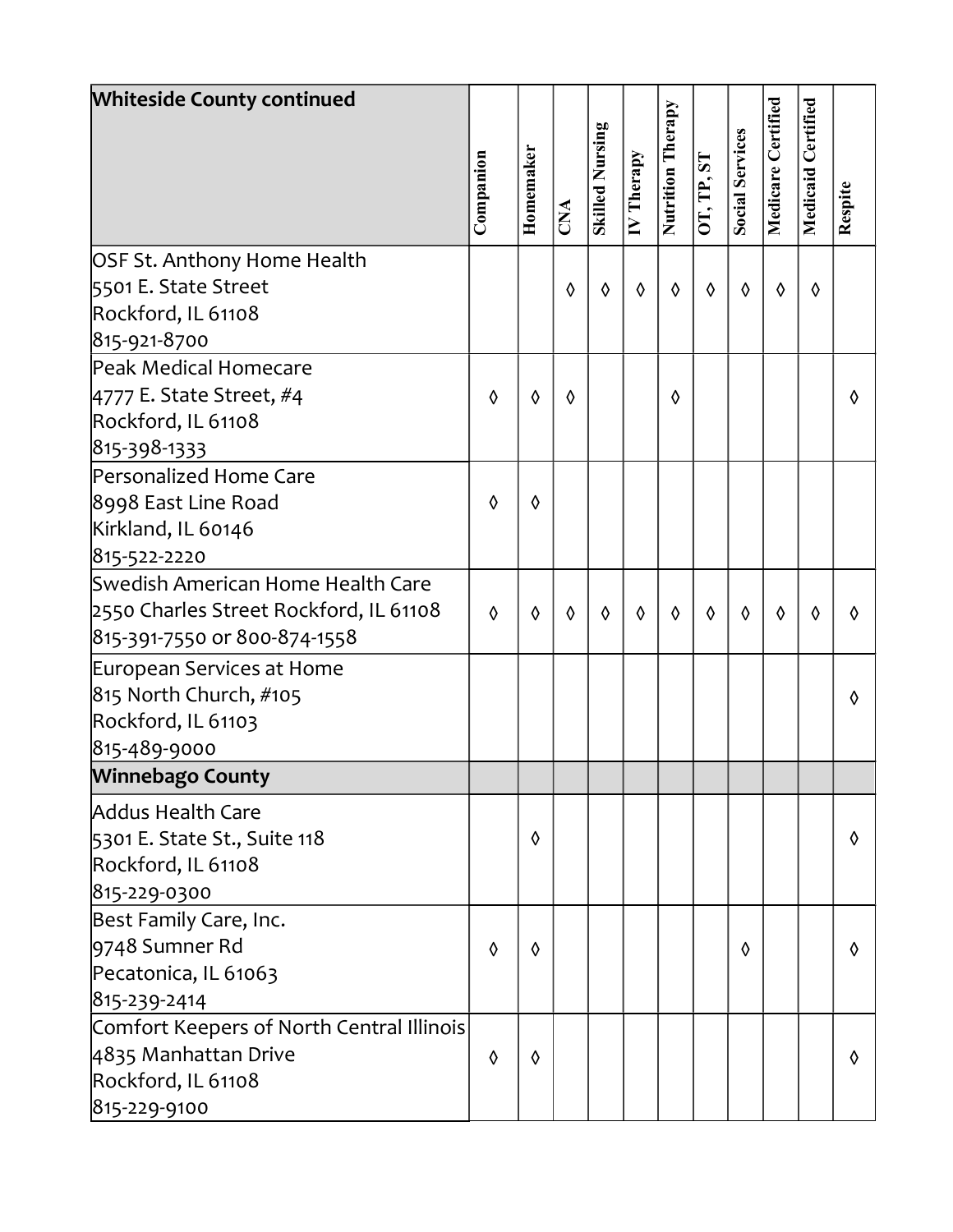| Whiteside County continued | Companion | Homemaker | CNA | Skilled Nursing | IV Therapy | Nutrition Therapy | OT, TP, ST | Social Services | Medicare Certified | Medicaid Certified | Respite |
|---|---|---|---|---|---|---|---|---|---|---|---|
| OSF St. Anthony Home Health<br>5501 E. State Street<br>Rockford, IL 61108<br>815-921-8700 | | | ◊ | ◊ | ◊ | ◊ | ◊ | ◊ | ◊ | ◊ | |
| Peak Medical Homecare<br>4777 E. State Street, #4<br>Rockford, IL 61108<br>815-398-1333 | ◊ | ◊ | ◊ | | | ◊ | | | | | ◊ |
| Personalized Home Care<br>8998 East Line Road<br>Kirkland, IL 60146<br>815-522-2220 | ◊ | ◊ | | | | | | | | | |
| Swedish American Home Health Care<br>2550 Charles Street Rockford, IL 61108<br>815-391-7550 or 800-874-1558 | ◊ | ◊ | ◊ | ◊ | ◊ | ◊ | ◊ | ◊ | ◊ | ◊ | ◊ |
| European Services at Home<br>815 North Church, #105<br>Rockford, IL 61103<br>815-489-9000 | | | | | | | | | | | ◊ |
| **Winnebago County** | | | | | | | | | | | |
| Addus Health Care<br>5301 E. State St., Suite 118<br>Rockford, IL 61108<br>815-229-0300 | | ◊ | | | | | | | | | ◊ |
| Best Family Care, Inc.<br>9748 Sumner Rd<br>Pecatonica, IL 61063<br>815-239-2414 | ◊ | ◊ | | | | | | ◊ | | | ◊ |
| Comfort Keepers of North Central Illinois<br>4835 Manhattan Drive<br>Rockford, IL 61108<br>815-229-9100 | ◊ | ◊ | | | | | | | | | ◊ |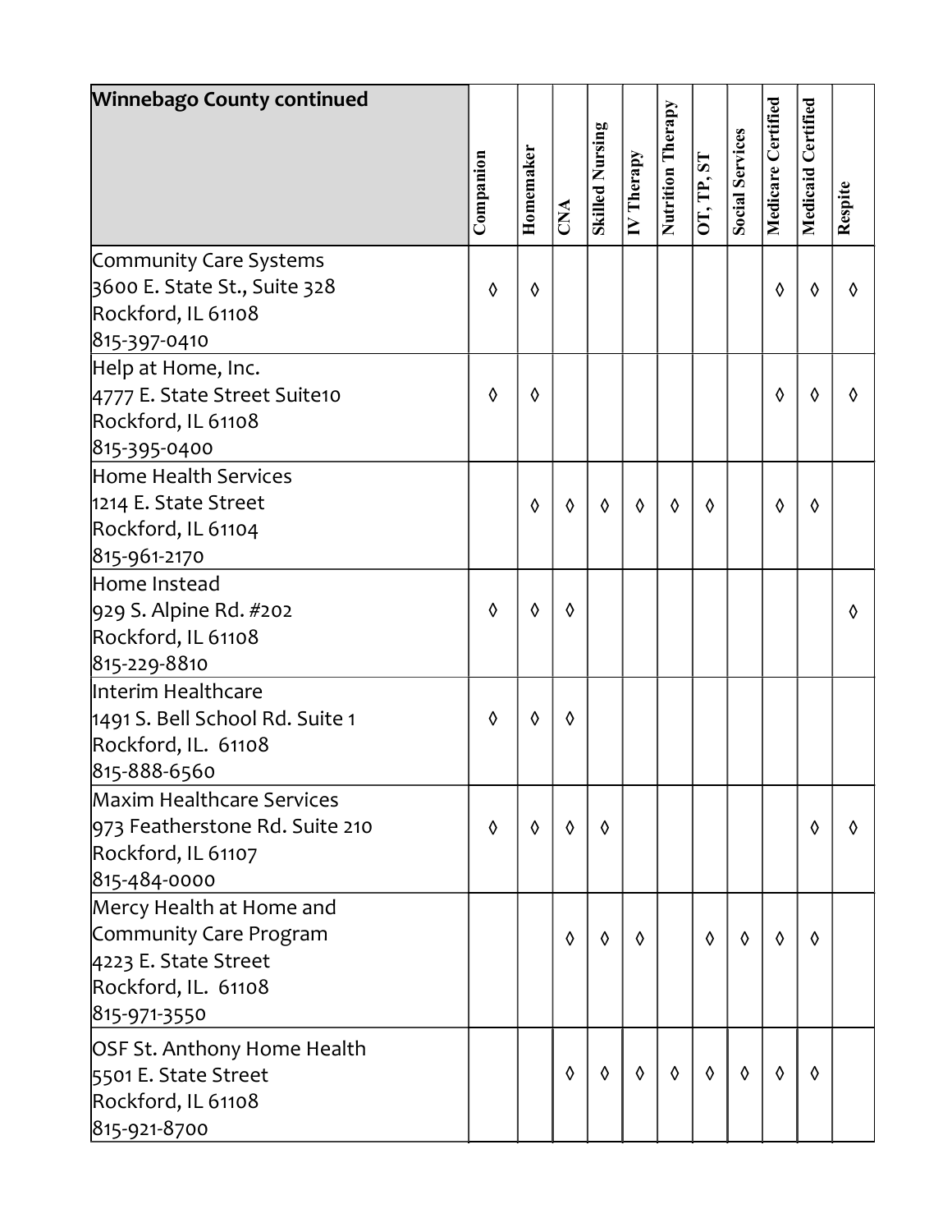| Winnebago County continued | Companion | Homemaker | CNA | Skilled Nursing | IV Therapy | Nutrition Therapy | OT, TP, ST | Social Services | Medicare Certified | Medicaid Certified | Respite |
|---|---|---|---|---|---|---|---|---|---|---|---|
| Community Care Systems<br>3600 E. State St., Suite 328<br>Rockford, IL 61108<br>815-397-0410 | ◊ | ◊ | | | | | | | ◊ | ◊ | ◊ |
| Help at Home, Inc.<br>4777 E. State Street Suite10<br>Rockford, IL 61108<br>815-395-0400 | ◊ | ◊ | | | | | | | ◊ | ◊ | ◊ |
| Home Health Services<br>1214 E. State Street<br>Rockford, IL 61104<br>815-961-2170 | | ◊ | ◊ | ◊ | ◊ | ◊ | ◊ | | ◊ | ◊ | |
| Home Instead<br>929 S. Alpine Rd. #202<br>Rockford, IL 61108<br>815-229-8810 | ◊ | ◊ | ◊ | | | | | | | | ◊ |
| Interim Healthcare<br>1491 S. Bell School Rd. Suite 1<br>Rockford, IL. 61108<br>815-888-6560 | ◊ | ◊ | ◊ | | | | | | | | |
| Maxim Healthcare Services<br>973 Featherstone Rd. Suite 210<br>Rockford, IL 61107<br>815-484-0000 | ◊ | ◊ | ◊ | ◊ | | | | | | ◊ | ◊ |
| Mercy Health at Home and Community Care Program<br>4223 E. State Street<br>Rockford, IL. 61108<br>815-971-3550 | | | ◊ | ◊ | ◊ | | ◊ | ◊ | ◊ | ◊ | |
| OSF St. Anthony Home Health<br>5501 E. State Street<br>Rockford, IL 61108<br>815-921-8700 | | | ◊ | ◊ | ◊ | ◊ | ◊ | ◊ | ◊ | ◊ | |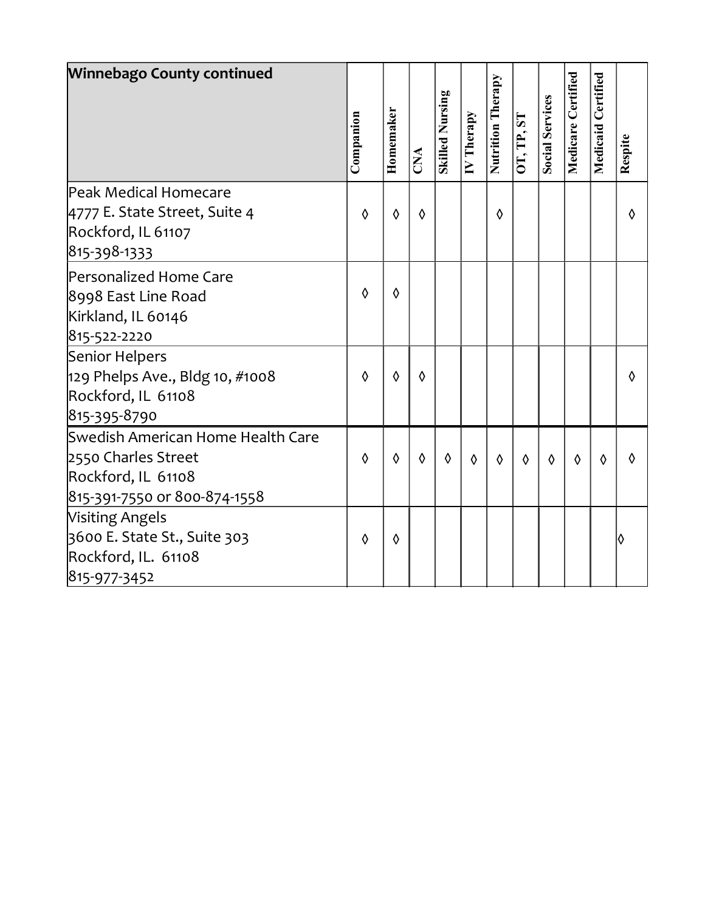| Winnebago County continued | Companion | Homemaker | CNA | Skilled Nursing | IV Therapy | Nutrition Therapy | OT, TP, ST | Social Services | Medicare Certified | Medicaid Certified | Respite |
|---|---|---|---|---|---|---|---|---|---|---|---|
| Peak Medical Homecare<br>4777 E. State Street, Suite 4<br>Rockford, IL 61107<br>815-398-1333 | ◊ | ◊ | ◊ | | | ◊ | | | | | ◊ |
| Personalized Home Care<br>8998 East Line Road<br>Kirkland, IL 60146<br>815-522-2220 | ◊ | ◊ | | | | | | | | | |
| Senior Helpers<br>129 Phelps Ave., Bldg 10, #1008<br>Rockford, IL 61108<br>815-395-8790 | ◊ | ◊ | ◊ | | | | | | | | ◊ |
| Swedish American Home Health Care<br>2550 Charles Street<br>Rockford, IL 61108<br>815-391-7550 or 800-874-1558 | ◊ | ◊ | ◊ | ◊ | ◊ | ◊ | ◊ | ◊ | ◊ | ◊ | ◊ |
| Visiting Angels<br>3600 E. State St., Suite 303<br>Rockford, IL. 61108<br>815-977-3452 | ◊ | ◊ | | | | | | | | | ◊ |